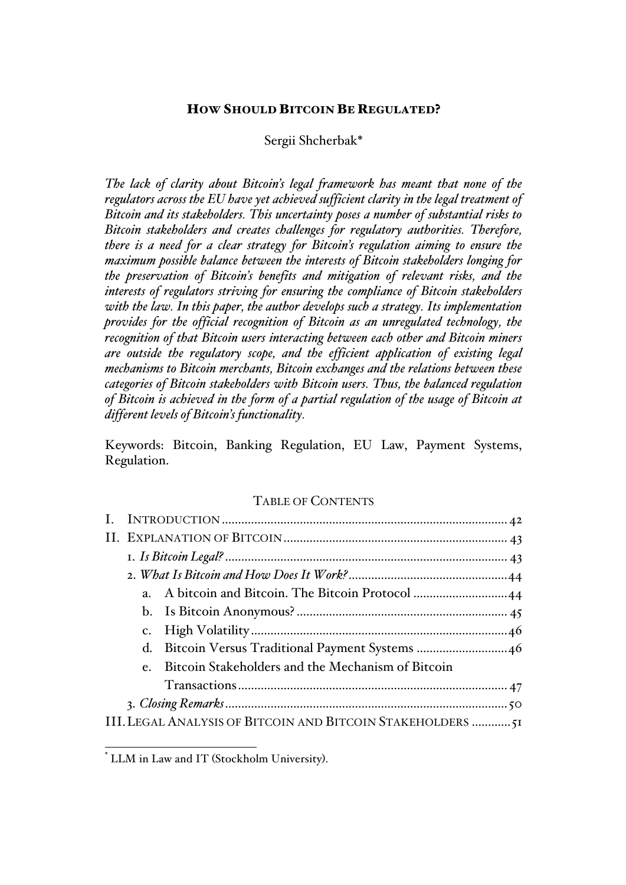# HOW SHOULD BITCOIN BE REGULATED?

Sergii Shcherbak*

*The lack of clarity about Bitcoin's legal framework has meant that none of the regulators across the EU have yet achieved sufficient clarity in the legal treatment of Bitcoin and its stakeholders. This uncertainty poses a number of substantial risks to Bitcoin stakeholders and creates challenges for regulatory authorities. Therefore, there is a need for a clear strategy for Bitcoin's regulation aiming to ensure the maximum possible balance between the interests of Bitcoin stakeholders longing for the preservation of Bitcoin's benefits and mitigation of relevant risks, and the interests of regulators striving for ensuring the compliance of Bitcoin stakeholders with the law. In this paper, the author develops such a strategy. Its implementation provides for the official recognition of Bitcoin as an unregulated technology, the recognition of that Bitcoin users interacting between each other and Bitcoin miners are outside the regulatory scope, and the efficient application of existing legal mechanisms to Bitcoin merchants, Bitcoin exchanges and the relations between these categories of Bitcoin stakeholders with Bitcoin users. Thus, the balanced regulation of Bitcoin is achieved in the form of a partial regulation of the usage of Bitcoin at different levels of Bitcoin's functionality.*

Keywords: Bitcoin, Banking Regulation, EU Law, Payment Systems, Regulation.

TABLE OF CONTENTS

- I. INTRODUCTION ........ 42
- II. EXPLANATION OF BITCOIN ........ 43
  - 1. *Is Bitcoin Legal?* ........ 43
  - 2. *What Is Bitcoin and How Does It Work?* ........ 44
    - a. A bitcoin and Bitcoin. The Bitcoin Protocol ........ 44
    - b. Is Bitcoin Anonymous? ........ 45
    - c. High Volatility ........ 46
    - d. Bitcoin Versus Traditional Payment Systems ........ 46
    - e. Bitcoin Stakeholders and the Mechanism of Bitcoin Transactions ........ 47
  - 3. *Closing Remarks* ........ 50
- III. LEGAL ANALYSIS OF BITCOIN AND BITCOIN STAKEHOLDERS ........ 51

* LLM in Law and IT (Stockholm University).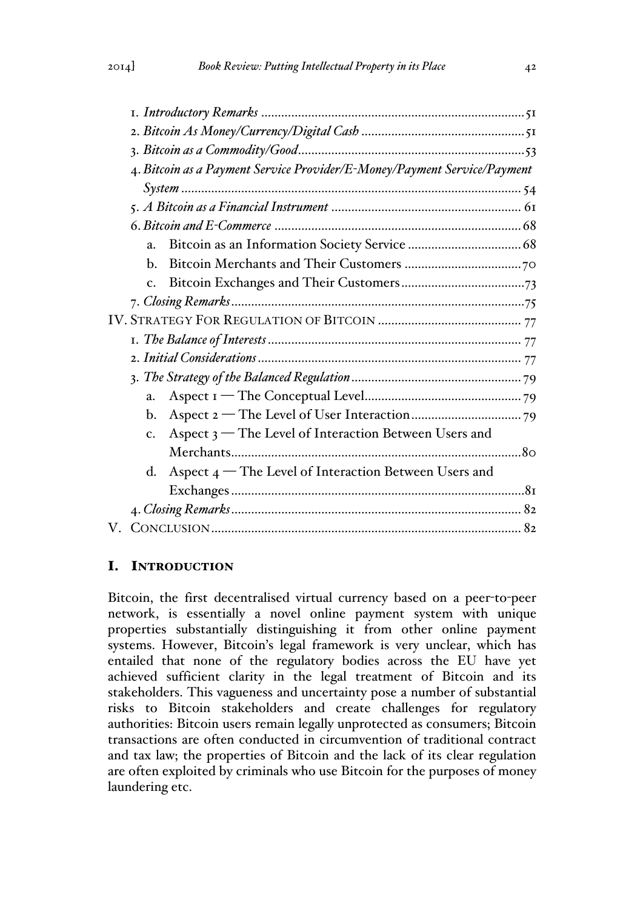1. *Introductory Remarks* .............................................................................. 51
2. *Bitcoin As Money/Currency/Digital Cash* ................................................ 51
3. *Bitcoin as a Commodity/Good*................................................................... 53
4. *Bitcoin as a Payment Service Provider/E-Money/Payment Service/Payment System* .................................................................................................... 54
5. *A Bitcoin as a Financial Instrument* ........................................................ 61
6. *Bitcoin and E-Commerce* ......................................................................... 68
   a. Bitcoin as an Information Society Service ................................. 68
   b. Bitcoin Merchants and Their Customers .................................. 70
   c. Bitcoin Exchanges and Their Customers.................................... 73
7. *Closing Remarks*........................................................................................ 75

IV. Strategy For Regulation of Bitcoin .......................................... 77

1. *The Balance of Interests* ............................................................................ 77
2. *Initial Considerations* ............................................................................... 77
3. *The Strategy of the Balanced Regulation*.................................................. 79
   a. Aspect 1 — The Conceptual Level.............................................. 79
   b. Aspect 2 — The Level of User Interaction................................ 79
   c. Aspect 3 — The Level of Interaction Between Users and Merchants...................................................................................... 80
   d. Aspect 4 — The Level of Interaction Between Users and Exchanges ....................................................................................... 81
4. *Closing Remarks*....................................................................................... 82

V. Conclusion............................................................................................ 82

## I. Introduction

Bitcoin, the first decentralised virtual currency based on a peer-to-peer network, is essentially a novel online payment system with unique properties substantially distinguishing it from other online payment systems. However, Bitcoin's legal framework is very unclear, which has entailed that none of the regulatory bodies across the EU have yet achieved sufficient clarity in the legal treatment of Bitcoin and its stakeholders. This vagueness and uncertainty pose a number of substantial risks to Bitcoin stakeholders and create challenges for regulatory authorities: Bitcoin users remain legally unprotected as consumers; Bitcoin transactions are often conducted in circumvention of traditional contract and tax law; the properties of Bitcoin and the lack of its clear regulation are often exploited by criminals who use Bitcoin for the purposes of money laundering etc.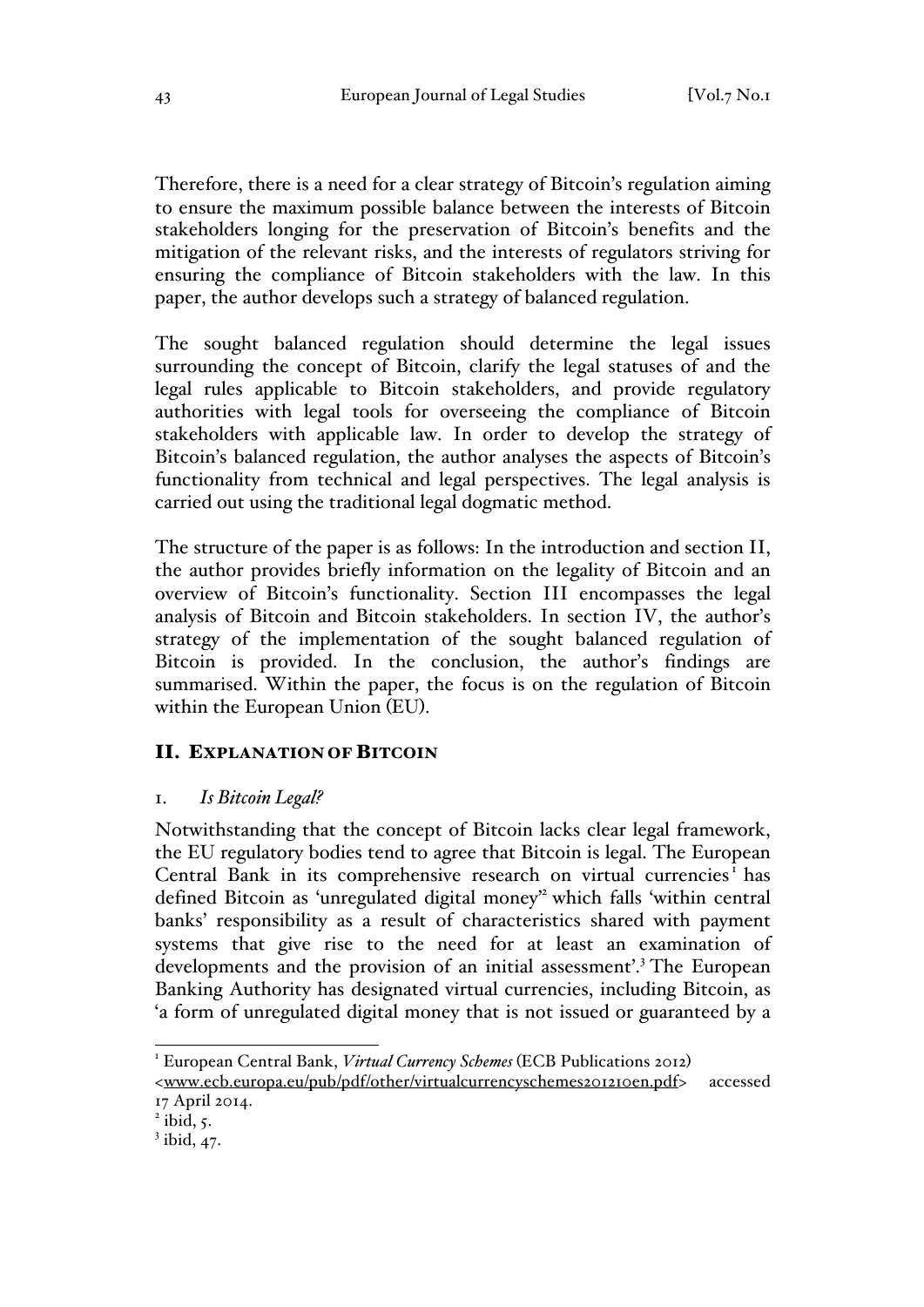Therefore, there is a need for a clear strategy of Bitcoin's regulation aiming to ensure the maximum possible balance between the interests of Bitcoin stakeholders longing for the preservation of Bitcoin's benefits and the mitigation of the relevant risks, and the interests of regulators striving for ensuring the compliance of Bitcoin stakeholders with the law. In this paper, the author develops such a strategy of balanced regulation.

The sought balanced regulation should determine the legal issues surrounding the concept of Bitcoin, clarify the legal statuses of and the legal rules applicable to Bitcoin stakeholders, and provide regulatory authorities with legal tools for overseeing the compliance of Bitcoin stakeholders with applicable law. In order to develop the strategy of Bitcoin's balanced regulation, the author analyses the aspects of Bitcoin's functionality from technical and legal perspectives. The legal analysis is carried out using the traditional legal dogmatic method.

The structure of the paper is as follows: In the introduction and section II, the author provides briefly information on the legality of Bitcoin and an overview of Bitcoin's functionality. Section III encompasses the legal analysis of Bitcoin and Bitcoin stakeholders. In section IV, the author's strategy of the implementation of the sought balanced regulation of Bitcoin is provided. In the conclusion, the author's findings are summarised. Within the paper, the focus is on the regulation of Bitcoin within the European Union (EU).

## II. EXPLANATION OF BITCOIN

### 1. *Is Bitcoin Legal?*

Notwithstanding that the concept of Bitcoin lacks clear legal framework, the EU regulatory bodies tend to agree that Bitcoin is legal. The European Central Bank in its comprehensive research on virtual currencies[1] has defined Bitcoin as 'unregulated digital money'[2] which falls 'within central banks' responsibility as a result of characteristics shared with payment systems that give rise to the need for at least an examination of developments and the provision of an initial assessment'.[3] The European Banking Authority has designated virtual currencies, including Bitcoin, as 'a form of unregulated digital money that is not issued or guaranteed by a

---

[1] European Central Bank, *Virtual Currency Schemes* (ECB Publications 2012) <www.ecb.europa.eu/pub/pdf/other/virtualcurrencyschemes201210en.pdf> accessed 17 April 2014.

[2] ibid, 5.

[3] ibid, 47.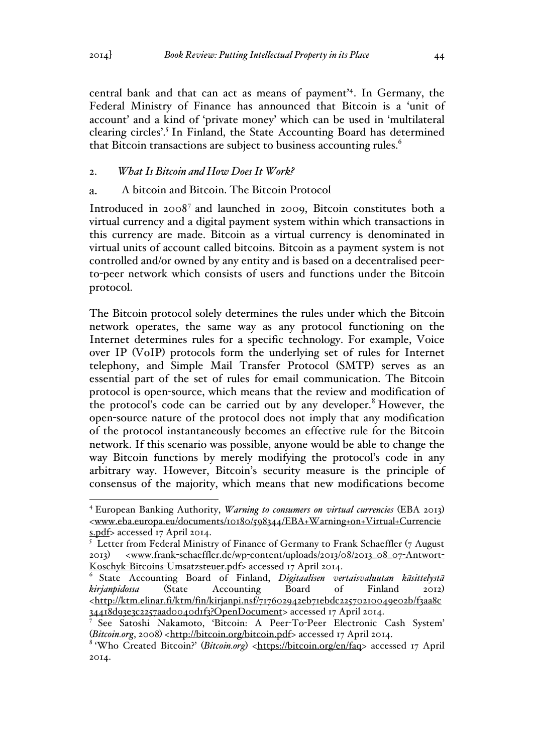central bank and that can act as means of payment'[4]. In Germany, the Federal Ministry of Finance has announced that Bitcoin is a 'unit of account' and a kind of 'private money' which can be used in 'multilateral clearing circles'.[5] In Finland, the State Accounting Board has determined that Bitcoin transactions are subject to business accounting rules.[6]

## 2. *What Is Bitcoin and How Does It Work?*

### a. A bitcoin and Bitcoin. The Bitcoin Protocol

Introduced in 2008[7] and launched in 2009, Bitcoin constitutes both a virtual currency and a digital payment system within which transactions in this currency are made. Bitcoin as a virtual currency is denominated in virtual units of account called bitcoins. Bitcoin as a payment system is not controlled and/or owned by any entity and is based on a decentralised peer-to-peer network which consists of users and functions under the Bitcoin protocol.

The Bitcoin protocol solely determines the rules under which the Bitcoin network operates, the same way as any protocol functioning on the Internet determines rules for a specific technology. For example, Voice over IP (VoIP) protocols form the underlying set of rules for Internet telephony, and Simple Mail Transfer Protocol (SMTP) serves as an essential part of the set of rules for email communication. The Bitcoin protocol is open-source, which means that the review and modification of the protocol's code can be carried out by any developer.[8] However, the open-source nature of the protocol does not imply that any modification of the protocol instantaneously becomes an effective rule for the Bitcoin network. If this scenario was possible, anyone would be able to change the way Bitcoin functions by merely modifying the protocol's code in any arbitrary way. However, Bitcoin's security measure is the principle of consensus of the majority, which means that new modifications become

---

[4] European Banking Authority, *Warning to consumers on virtual currencies* (EBA 2013) <www.eba.europa.eu/documents/10180/598344/EBA+Warning+on+Virtual+Currencies.pdf> accessed 17 April 2014.

[5] Letter from Federal Ministry of Finance of Germany to Frank Schaeffler (7 August 2013) <www.frank-schaeffler.de/wp-content/uploads/2013/08/2013_08_07-Antwort-Koschyk-Bitcoins-Umsatzsteuer.pdf> accessed 17 April 2014.

[6] State Accounting Board of Finland, *Digitaalisen vertaisvaluutan käsittelystä kirjanpidossa* (State Accounting Board of Finland 2012) <http://ktm.elinar.fi/ktm/fin/kirjanpi.nsf/717602942eb71ebdc22570210049e02b/f3aa8c34418d93e3c2257aad0040d1f3?OpenDocument> accessed 17 April 2014.

[7] See Satoshi Nakamoto, 'Bitcoin: A Peer-To-Peer Electronic Cash System' (*Bitcoin.org*, 2008) <http://bitcoin.org/bitcoin.pdf> accessed 17 April 2014.

[8] 'Who Created Bitcoin?' (*Bitcoin.org*) <https://bitcoin.org/en/faq> accessed 17 April 2014.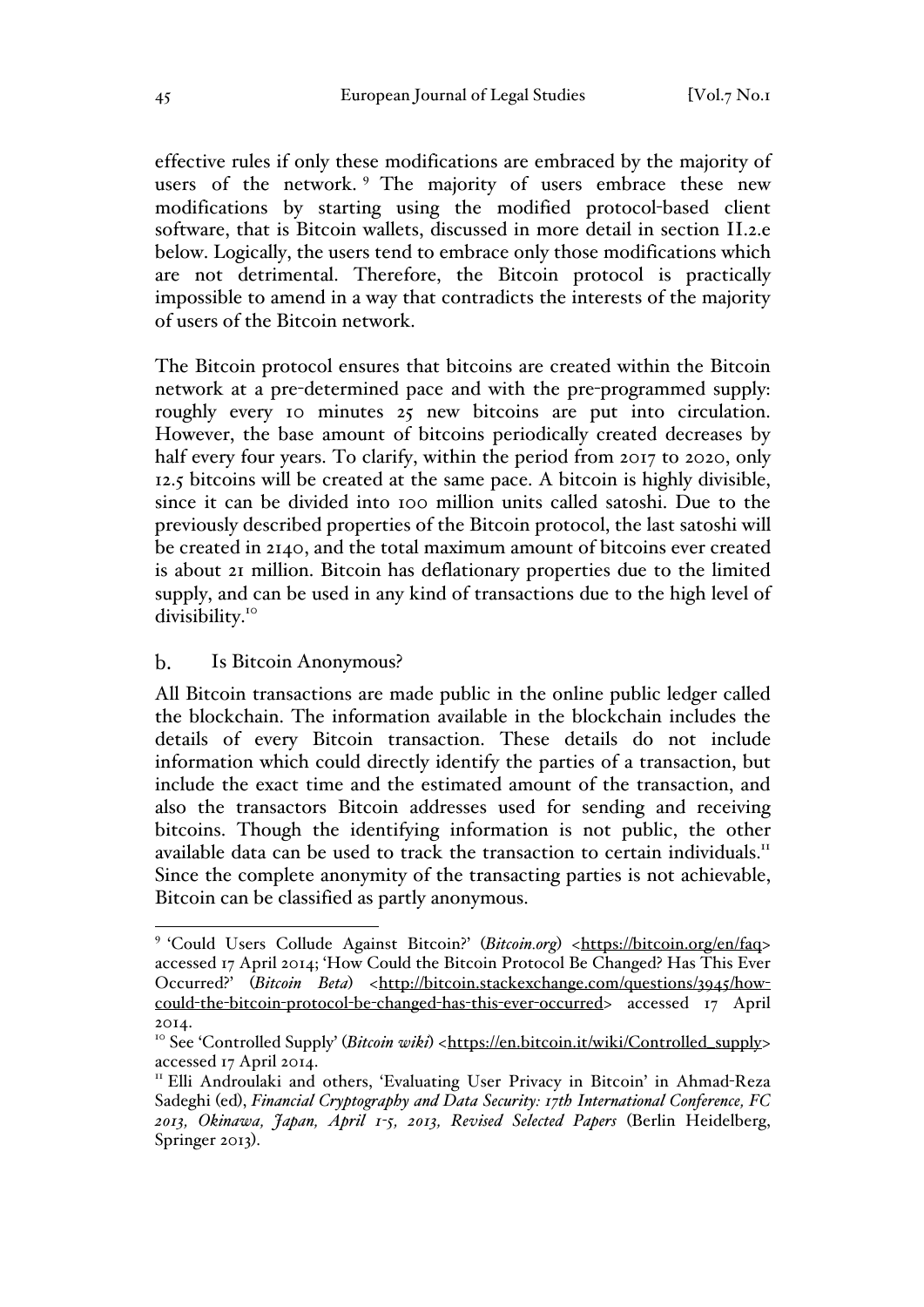effective rules if only these modifications are embraced by the majority of users of the network.[9] The majority of users embrace these new modifications by starting using the modified protocol-based client software, that is Bitcoin wallets, discussed in more detail in section II.2.e below. Logically, the users tend to embrace only those modifications which are not detrimental. Therefore, the Bitcoin protocol is practically impossible to amend in a way that contradicts the interests of the majority of users of the Bitcoin network.

The Bitcoin protocol ensures that bitcoins are created within the Bitcoin network at a pre-determined pace and with the pre-programmed supply: roughly every 10 minutes 25 new bitcoins are put into circulation. However, the base amount of bitcoins periodically created decreases by half every four years. To clarify, within the period from 2017 to 2020, only 12.5 bitcoins will be created at the same pace. A bitcoin is highly divisible, since it can be divided into 100 million units called satoshi. Due to the previously described properties of the Bitcoin protocol, the last satoshi will be created in 2140, and the total maximum amount of bitcoins ever created is about 21 million. Bitcoin has deflationary properties due to the limited supply, and can be used in any kind of transactions due to the high level of divisibility.[10]

### b. Is Bitcoin Anonymous?

All Bitcoin transactions are made public in the online public ledger called the blockchain. The information available in the blockchain includes the details of every Bitcoin transaction. These details do not include information which could directly identify the parties of a transaction, but include the exact time and the estimated amount of the transaction, and also the transactors Bitcoin addresses used for sending and receiving bitcoins. Though the identifying information is not public, the other available data can be used to track the transaction to certain individuals.[11] Since the complete anonymity of the transacting parties is not achievable, Bitcoin can be classified as partly anonymous.

---

[9] 'Could Users Collude Against Bitcoin?' (*Bitcoin.org*) <https://bitcoin.org/en/faq> accessed 17 April 2014; 'How Could the Bitcoin Protocol Be Changed? Has This Ever Occurred?' (*Bitcoin Beta*) <http://bitcoin.stackexchange.com/questions/3945/how-could-the-bitcoin-protocol-be-changed-has-this-ever-occurred> accessed 17 April 2014.

[10] See 'Controlled Supply' (*Bitcoin wiki*) <https://en.bitcoin.it/wiki/Controlled_supply> accessed 17 April 2014.

[11] Elli Androulaki and others, 'Evaluating User Privacy in Bitcoin' in Ahmad-Reza Sadeghi (ed), *Financial Cryptography and Data Security: 17th International Conference, FC 2013, Okinawa, Japan, April 1-5, 2013, Revised Selected Papers* (Berlin Heidelberg, Springer 2013).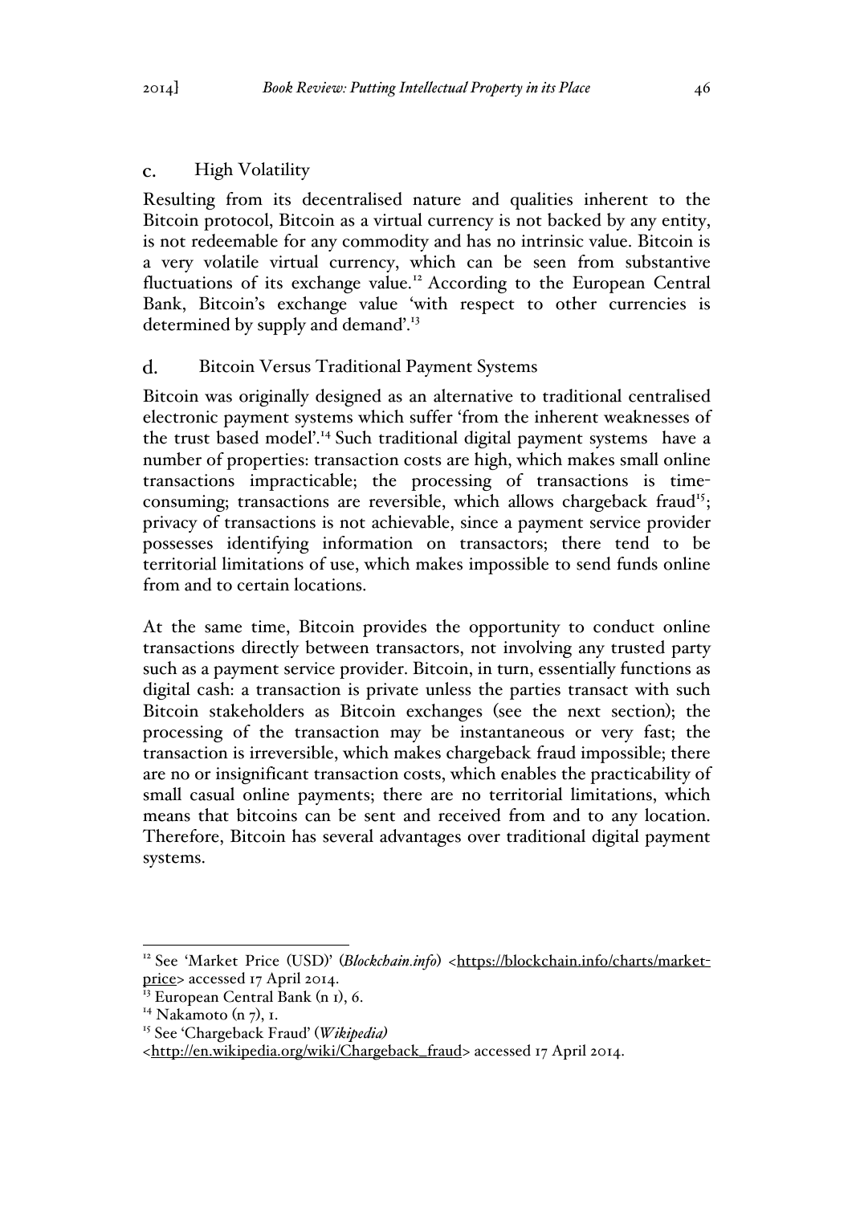### c. High Volatility

Resulting from its decentralised nature and qualities inherent to the Bitcoin protocol, Bitcoin as a virtual currency is not backed by any entity, is not redeemable for any commodity and has no intrinsic value. Bitcoin is a very volatile virtual currency, which can be seen from substantive fluctuations of its exchange value.[12] According to the European Central Bank, Bitcoin's exchange value 'with respect to other currencies is determined by supply and demand'.[13]

### d. Bitcoin Versus Traditional Payment Systems

Bitcoin was originally designed as an alternative to traditional centralised electronic payment systems which suffer 'from the inherent weaknesses of the trust based model'.[14] Such traditional digital payment systems have a number of properties: transaction costs are high, which makes small online transactions impracticable; the processing of transactions is time-consuming; transactions are reversible, which allows chargeback fraud[15]; privacy of transactions is not achievable, since a payment service provider possesses identifying information on transactors; there tend to be territorial limitations of use, which makes impossible to send funds online from and to certain locations.

At the same time, Bitcoin provides the opportunity to conduct online transactions directly between transactors, not involving any trusted party such as a payment service provider. Bitcoin, in turn, essentially functions as digital cash: a transaction is private unless the parties transact with such Bitcoin stakeholders as Bitcoin exchanges (see the next section); the processing of the transaction may be instantaneous or very fast; the transaction is irreversible, which makes chargeback fraud impossible; there are no or insignificant transaction costs, which enables the practicability of small casual online payments; there are no territorial limitations, which means that bitcoins can be sent and received from and to any location. Therefore, Bitcoin has several advantages over traditional digital payment systems.

---

[12] See 'Market Price (USD)' (*Blockchain.info*) <https://blockchain.info/charts/market-price> accessed 17 April 2014.

[13] European Central Bank (n 1), 6.

[14] Nakamoto (n 7), 1.

[15] See 'Chargeback Fraud' (*Wikipedia*) <http://en.wikipedia.org/wiki/Chargeback_fraud> accessed 17 April 2014.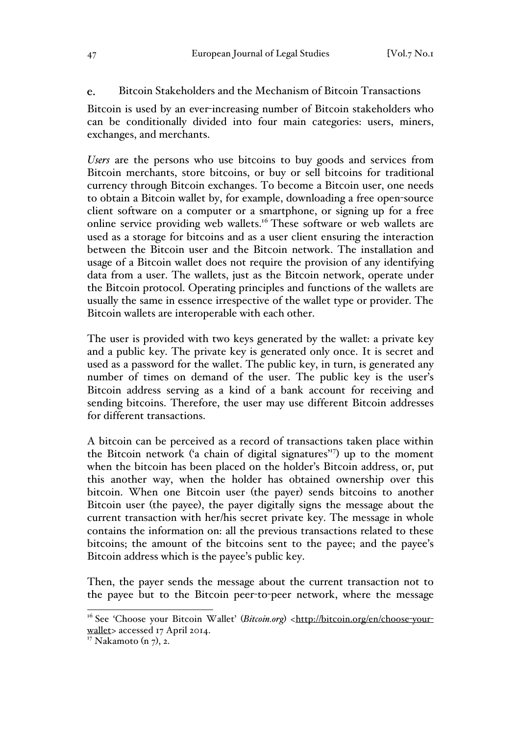### e. Bitcoin Stakeholders and the Mechanism of Bitcoin Transactions

Bitcoin is used by an ever-increasing number of Bitcoin stakeholders who can be conditionally divided into four main categories: users, miners, exchanges, and merchants.

*Users* are the persons who use bitcoins to buy goods and services from Bitcoin merchants, store bitcoins, or buy or sell bitcoins for traditional currency through Bitcoin exchanges. To become a Bitcoin user, one needs to obtain a Bitcoin wallet by, for example, downloading a free open-source client software on a computer or a smartphone, or signing up for a free online service providing web wallets.[16] These software or web wallets are used as a storage for bitcoins and as a user client ensuring the interaction between the Bitcoin user and the Bitcoin network. The installation and usage of a Bitcoin wallet does not require the provision of any identifying data from a user. The wallets, just as the Bitcoin network, operate under the Bitcoin protocol. Operating principles and functions of the wallets are usually the same in essence irrespective of the wallet type or provider. The Bitcoin wallets are interoperable with each other.

The user is provided with two keys generated by the wallet: a private key and a public key. The private key is generated only once. It is secret and used as a password for the wallet. The public key, in turn, is generated any number of times on demand of the user. The public key is the user's Bitcoin address serving as a kind of a bank account for receiving and sending bitcoins. Therefore, the user may use different Bitcoin addresses for different transactions.

A bitcoin can be perceived as a record of transactions taken place within the Bitcoin network ('a chain of digital signatures'[17]) up to the moment when the bitcoin has been placed on the holder's Bitcoin address, or, put this another way, when the holder has obtained ownership over this bitcoin. When one Bitcoin user (the payer) sends bitcoins to another Bitcoin user (the payee), the payer digitally signs the message about the current transaction with her/his secret private key. The message in whole contains the information on: all the previous transactions related to these bitcoins; the amount of the bitcoins sent to the payee; and the payee's Bitcoin address which is the payee's public key.

Then, the payer sends the message about the current transaction not to the payee but to the Bitcoin peer-to-peer network, where the message

---

[16] See 'Choose your Bitcoin Wallet' (*Bitcoin.org*) <http://bitcoin.org/en/choose-your-wallet> accessed 17 April 2014.

[17] Nakamoto (n 7), 2.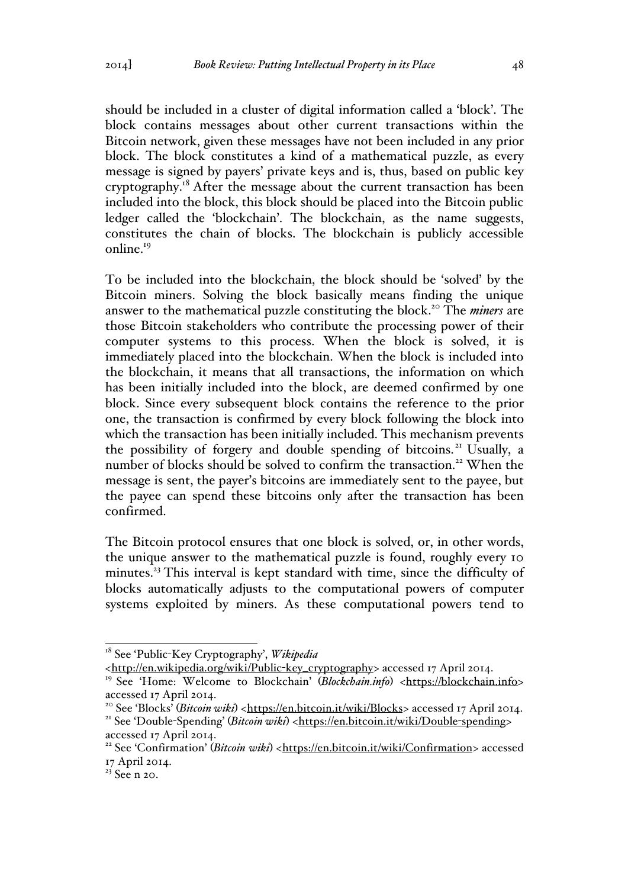should be included in a cluster of digital information called a 'block'. The block contains messages about other current transactions within the Bitcoin network, given these messages have not been included in any prior block. The block constitutes a kind of a mathematical puzzle, as every message is signed by payers' private keys and is, thus, based on public key cryptography.[18] After the message about the current transaction has been included into the block, this block should be placed into the Bitcoin public ledger called the 'blockchain'. The blockchain, as the name suggests, constitutes the chain of blocks. The blockchain is publicly accessible online.[19]

To be included into the blockchain, the block should be 'solved' by the Bitcoin miners. Solving the block basically means finding the unique answer to the mathematical puzzle constituting the block.[20] The ***miners*** are those Bitcoin stakeholders who contribute the processing power of their computer systems to this process. When the block is solved, it is immediately placed into the blockchain. When the block is included into the blockchain, it means that all transactions, the information on which has been initially included into the block, are deemed confirmed by one block. Since every subsequent block contains the reference to the prior one, the transaction is confirmed by every block following the block into which the transaction has been initially included. This mechanism prevents the possibility of forgery and double spending of bitcoins.[21] Usually, a number of blocks should be solved to confirm the transaction.[22] When the message is sent, the payer's bitcoins are immediately sent to the payee, but the payee can spend these bitcoins only after the transaction has been confirmed.

The Bitcoin protocol ensures that one block is solved, or, in other words, the unique answer to the mathematical puzzle is found, roughly every 10 minutes.[23] This interval is kept standard with time, since the difficulty of blocks automatically adjusts to the computational powers of computer systems exploited by miners. As these computational powers tend to

---

[18] See 'Public-Key Cryptography', *Wikipedia* <http://en.wikipedia.org/wiki/Public-key_cryptography> accessed 17 April 2014.

[19] See 'Home: Welcome to Blockchain' (*Blockchain.info*) <https://blockchain.info> accessed 17 April 2014.

[20] See 'Blocks' (*Bitcoin wiki*) <https://en.bitcoin.it/wiki/Blocks> accessed 17 April 2014.

[21] See 'Double-Spending' (*Bitcoin wiki*) <https://en.bitcoin.it/wiki/Double-spending> accessed 17 April 2014.

[22] See 'Confirmation' (*Bitcoin wiki*) <https://en.bitcoin.it/wiki/Confirmation> accessed 17 April 2014.

[23] See n 20.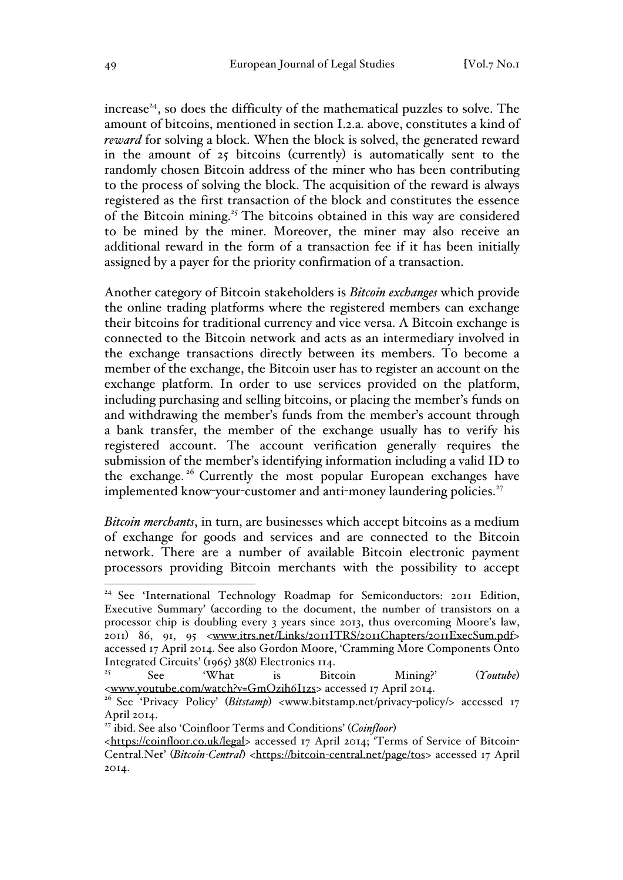increase[24], so does the difficulty of the mathematical puzzles to solve. The amount of bitcoins, mentioned in section I.2.a. above, constitutes a kind of *reward* for solving a block. When the block is solved, the generated reward in the amount of 25 bitcoins (currently) is automatically sent to the randomly chosen Bitcoin address of the miner who has been contributing to the process of solving the block. The acquisition of the reward is always registered as the first transaction of the block and constitutes the essence of the Bitcoin mining.[25] The bitcoins obtained in this way are considered to be mined by the miner. Moreover, the miner may also receive an additional reward in the form of a transaction fee if it has been initially assigned by a payer for the priority confirmation of a transaction.

Another category of Bitcoin stakeholders is *Bitcoin exchanges* which provide the online trading platforms where the registered members can exchange their bitcoins for traditional currency and vice versa. A Bitcoin exchange is connected to the Bitcoin network and acts as an intermediary involved in the exchange transactions directly between its members. To become a member of the exchange, the Bitcoin user has to register an account on the exchange platform. In order to use services provided on the platform, including purchasing and selling bitcoins, or placing the member's funds on and withdrawing the member's funds from the member's account through a bank transfer, the member of the exchange usually has to verify his registered account. The account verification generally requires the submission of the member's identifying information including a valid ID to the exchange.[26] Currently the most popular European exchanges have implemented know-your-customer and anti-money laundering policies.[27]

*Bitcoin merchants*, in turn, are businesses which accept bitcoins as a medium of exchange for goods and services and are connected to the Bitcoin network. There are a number of available Bitcoin electronic payment processors providing Bitcoin merchants with the possibility to accept

---

[24] See 'International Technology Roadmap for Semiconductors: 2011 Edition, Executive Summary' (according to the document, the number of transistors on a processor chip is doubling every 3 years since 2013, thus overcoming Moore's law, 2011) 86, 91, 95 <www.itrs.net/Links/2011ITRS/2011Chapters/2011ExecSum.pdf> accessed 17 April 2014. See also Gordon Moore, 'Cramming More Components Onto Integrated Circuits' (1965) 38(8) Electronics 114.

[25] See 'What is Bitcoin Mining?' (*Youtube*) <www.youtube.com/watch?v=GmOzih6I1zs> accessed 17 April 2014.

[26] See 'Privacy Policy' (*Bitstamp*) <www.bitstamp.net/privacy-policy/> accessed 17 April 2014.

[27] ibid. See also 'Coinfloor Terms and Conditions' (*Coinfloor*) <https://coinfloor.co.uk/legal> accessed 17 April 2014; 'Terms of Service of Bitcoin-Central.Net' (*Bitcoin-Central*) <https://bitcoin-central.net/page/tos> accessed 17 April 2014.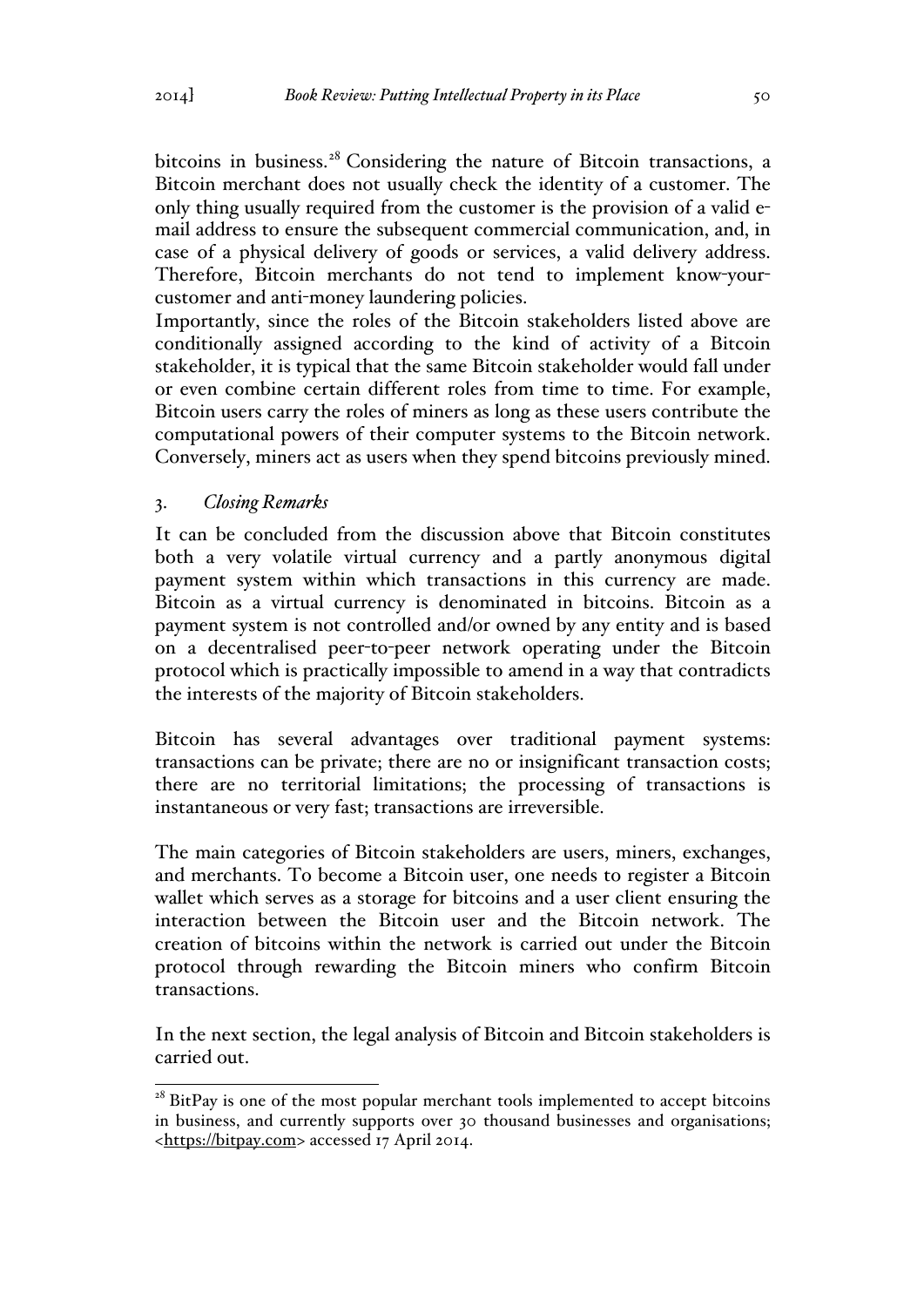bitcoins in business.[28] Considering the nature of Bitcoin transactions, a Bitcoin merchant does not usually check the identity of a customer. The only thing usually required from the customer is the provision of a valid e-mail address to ensure the subsequent commercial communication, and, in case of a physical delivery of goods or services, a valid delivery address. Therefore, Bitcoin merchants do not tend to implement know-your-customer and anti-money laundering policies.

Importantly, since the roles of the Bitcoin stakeholders listed above are conditionally assigned according to the kind of activity of a Bitcoin stakeholder, it is typical that the same Bitcoin stakeholder would fall under or even combine certain different roles from time to time. For example, Bitcoin users carry the roles of miners as long as these users contribute the computational powers of their computer systems to the Bitcoin network. Conversely, miners act as users when they spend bitcoins previously mined.

### 3. *Closing Remarks*

It can be concluded from the discussion above that Bitcoin constitutes both a very volatile virtual currency and a partly anonymous digital payment system within which transactions in this currency are made. Bitcoin as a virtual currency is denominated in bitcoins. Bitcoin as a payment system is not controlled and/or owned by any entity and is based on a decentralised peer-to-peer network operating under the Bitcoin protocol which is practically impossible to amend in a way that contradicts the interests of the majority of Bitcoin stakeholders.

Bitcoin has several advantages over traditional payment systems: transactions can be private; there are no or insignificant transaction costs; there are no territorial limitations; the processing of transactions is instantaneous or very fast; transactions are irreversible.

The main categories of Bitcoin stakeholders are users, miners, exchanges, and merchants. To become a Bitcoin user, one needs to register a Bitcoin wallet which serves as a storage for bitcoins and a user client ensuring the interaction between the Bitcoin user and the Bitcoin network. The creation of bitcoins within the network is carried out under the Bitcoin protocol through rewarding the Bitcoin miners who confirm Bitcoin transactions.

In the next section, the legal analysis of Bitcoin and Bitcoin stakeholders is carried out.

---

[28] BitPay is one of the most popular merchant tools implemented to accept bitcoins in business, and currently supports over 30 thousand businesses and organisations; <https://bitpay.com> accessed 17 April 2014.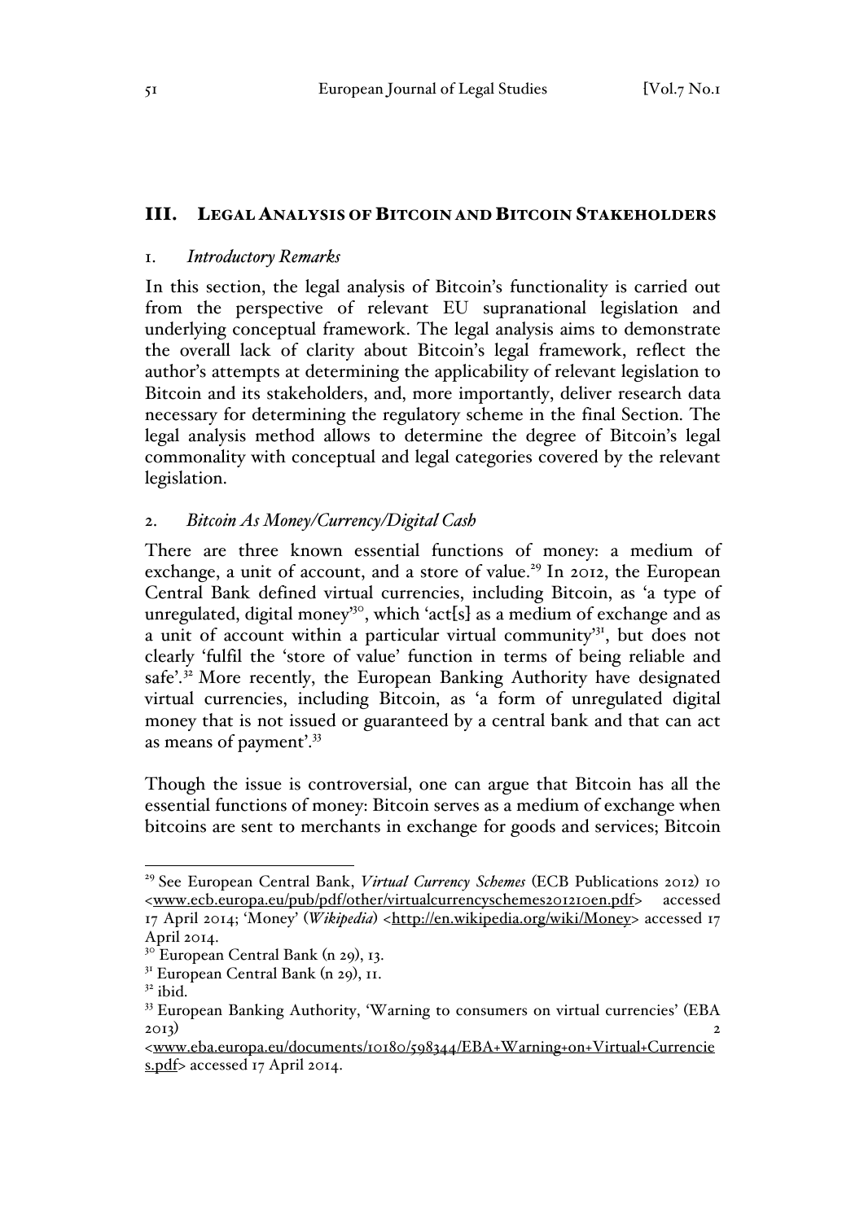## III. Legal Analysis of Bitcoin and Bitcoin Stakeholders

### 1. *Introductory Remarks*

In this section, the legal analysis of Bitcoin's functionality is carried out from the perspective of relevant EU supranational legislation and underlying conceptual framework. The legal analysis aims to demonstrate the overall lack of clarity about Bitcoin's legal framework, reflect the author's attempts at determining the applicability of relevant legislation to Bitcoin and its stakeholders, and, more importantly, deliver research data necessary for determining the regulatory scheme in the final Section. The legal analysis method allows to determine the degree of Bitcoin's legal commonality with conceptual and legal categories covered by the relevant legislation.

### 2. *Bitcoin As Money/Currency/Digital Cash*

There are three known essential functions of money: a medium of exchange, a unit of account, and a store of value.[29] In 2012, the European Central Bank defined virtual currencies, including Bitcoin, as 'a type of unregulated, digital money'[30], which 'act[s] as a medium of exchange and as a unit of account within a particular virtual community'[31], but does not clearly 'fulfil the 'store of value' function in terms of being reliable and safe'.[32] More recently, the European Banking Authority have designated virtual currencies, including Bitcoin, as 'a form of unregulated digital money that is not issued or guaranteed by a central bank and that can act as means of payment'.[33]

Though the issue is controversial, one can argue that Bitcoin has all the essential functions of money: Bitcoin serves as a medium of exchange when bitcoins are sent to merchants in exchange for goods and services; Bitcoin

---

[29] See European Central Bank, *Virtual Currency Schemes* (ECB Publications 2012) 10 <www.ecb.europa.eu/pub/pdf/other/virtualcurrencyschemes201210en.pdf> accessed 17 April 2014; 'Money' (*Wikipedia*) <http://en.wikipedia.org/wiki/Money> accessed 17 April 2014.

[30] European Central Bank (n 29), 13.

[31] European Central Bank (n 29), 11.

[32] ibid.

[33] European Banking Authority, 'Warning to consumers on virtual currencies' (EBA 2013) 2 <www.eba.europa.eu/documents/10180/598344/EBA+Warning+on+Virtual+Currencies.pdf> accessed 17 April 2014.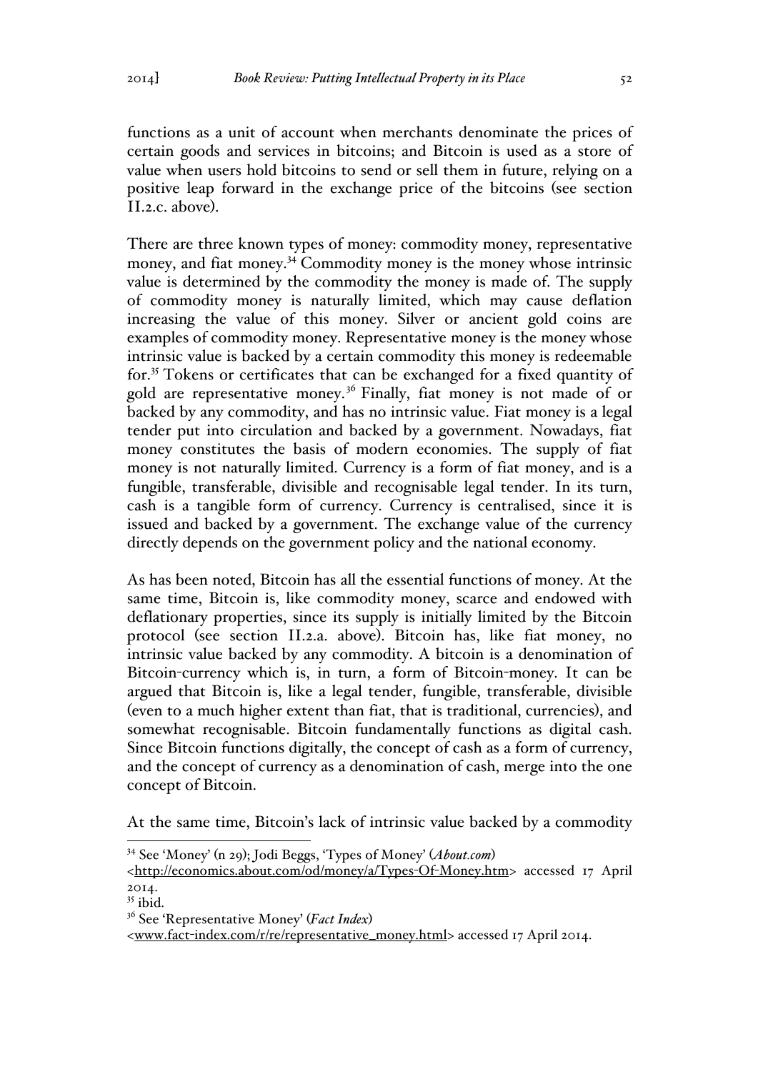functions as a unit of account when merchants denominate the prices of certain goods and services in bitcoins; and Bitcoin is used as a store of value when users hold bitcoins to send or sell them in future, relying on a positive leap forward in the exchange price of the bitcoins (see section II.2.c. above).

There are three known types of money: commodity money, representative money, and fiat money.[34] Commodity money is the money whose intrinsic value is determined by the commodity the money is made of. The supply of commodity money is naturally limited, which may cause deflation increasing the value of this money. Silver or ancient gold coins are examples of commodity money. Representative money is the money whose intrinsic value is backed by a certain commodity this money is redeemable for.[35] Tokens or certificates that can be exchanged for a fixed quantity of gold are representative money.[36] Finally, fiat money is not made of or backed by any commodity, and has no intrinsic value. Fiat money is a legal tender put into circulation and backed by a government. Nowadays, fiat money constitutes the basis of modern economies. The supply of fiat money is not naturally limited. Currency is a form of fiat money, and is a fungible, transferable, divisible and recognisable legal tender. In its turn, cash is a tangible form of currency. Currency is centralised, since it is issued and backed by a government. The exchange value of the currency directly depends on the government policy and the national economy.

As has been noted, Bitcoin has all the essential functions of money. At the same time, Bitcoin is, like commodity money, scarce and endowed with deflationary properties, since its supply is initially limited by the Bitcoin protocol (see section II.2.a. above). Bitcoin has, like fiat money, no intrinsic value backed by any commodity. A bitcoin is a denomination of Bitcoin-currency which is, in turn, a form of Bitcoin-money. It can be argued that Bitcoin is, like a legal tender, fungible, transferable, divisible (even to a much higher extent than fiat, that is traditional, currencies), and somewhat recognisable. Bitcoin fundamentally functions as digital cash. Since Bitcoin functions digitally, the concept of cash as a form of currency, and the concept of currency as a denomination of cash, merge into the one concept of Bitcoin.

At the same time, Bitcoin's lack of intrinsic value backed by a commodity

---

[34] See 'Money' (n 29); Jodi Beggs, 'Types of Money' (*About.com*) <http://economics.about.com/od/money/a/Types-Of-Money.htm> accessed 17 April 2014.

[35] ibid.

[36] See 'Representative Money' (*Fact Index*) <www.fact-index.com/r/re/representative_money.html> accessed 17 April 2014.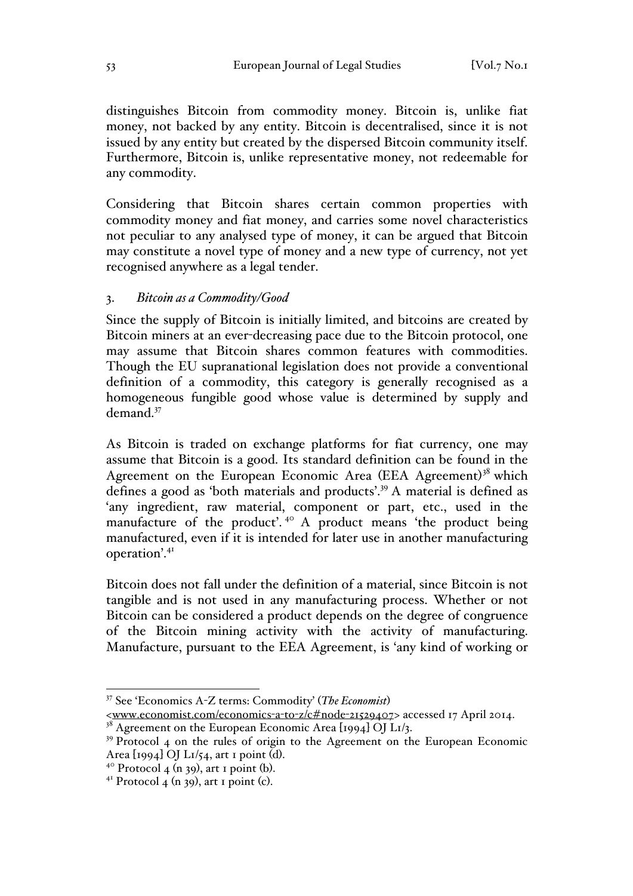distinguishes Bitcoin from commodity money. Bitcoin is, unlike fiat money, not backed by any entity. Bitcoin is decentralised, since it is not issued by any entity but created by the dispersed Bitcoin community itself. Furthermore, Bitcoin is, unlike representative money, not redeemable for any commodity.

Considering that Bitcoin shares certain common properties with commodity money and fiat money, and carries some novel characteristics not peculiar to any analysed type of money, it can be argued that Bitcoin may constitute a novel type of money and a new type of currency, not yet recognised anywhere as a legal tender.

### 3. *Bitcoin as a Commodity/Good*

Since the supply of Bitcoin is initially limited, and bitcoins are created by Bitcoin miners at an ever-decreasing pace due to the Bitcoin protocol, one may assume that Bitcoin shares common features with commodities. Though the EU supranational legislation does not provide a conventional definition of a commodity, this category is generally recognised as a homogeneous fungible good whose value is determined by supply and demand.[37]

As Bitcoin is traded on exchange platforms for fiat currency, one may assume that Bitcoin is a good. Its standard definition can be found in the Agreement on the European Economic Area (EEA Agreement)[38] which defines a good as 'both materials and products'.[39] A material is defined as 'any ingredient, raw material, component or part, etc., used in the manufacture of the product'.[40] A product means 'the product being manufactured, even if it is intended for later use in another manufacturing operation'.[41]

Bitcoin does not fall under the definition of a material, since Bitcoin is not tangible and is not used in any manufacturing process. Whether or not Bitcoin can be considered a product depends on the degree of congruence of the Bitcoin mining activity with the activity of manufacturing. Manufacture, pursuant to the EEA Agreement, is 'any kind of working or

---

[37] See 'Economics A-Z terms: Commodity' (*The Economist*) <www.economist.com/economics-a-to-z/c#node-21529407> accessed 17 April 2014.

[38] Agreement on the European Economic Area [1994] OJ L1/3.

[39] Protocol 4 on the rules of origin to the Agreement on the European Economic Area [1994] OJ L1/54, art 1 point (d).

[40] Protocol 4 (n 39), art 1 point (b).

[41] Protocol 4 (n 39), art 1 point (c).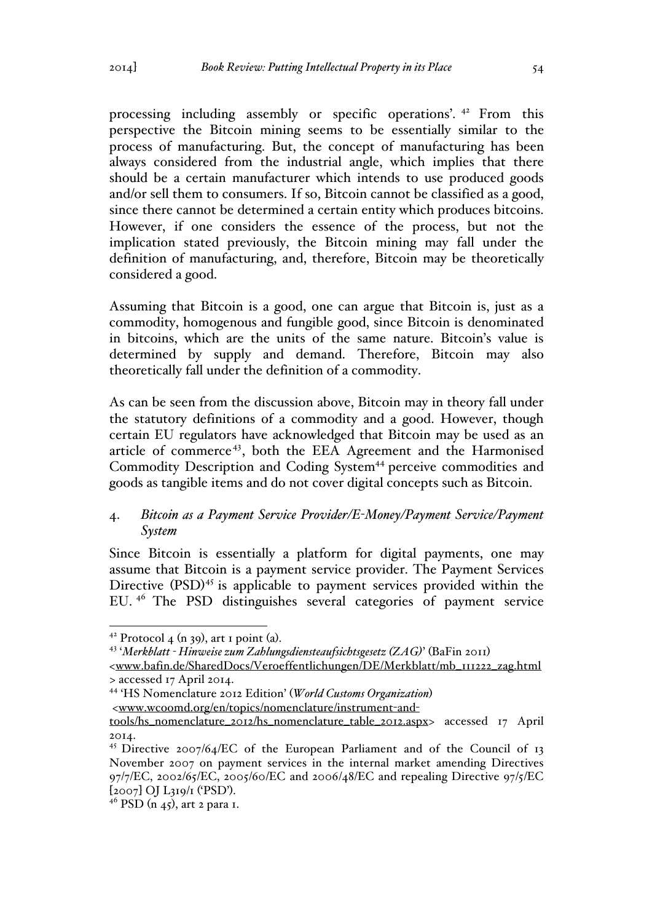processing including assembly or specific operations'. [42] From this perspective the Bitcoin mining seems to be essentially similar to the process of manufacturing. But, the concept of manufacturing has been always considered from the industrial angle, which implies that there should be a certain manufacturer which intends to use produced goods and/or sell them to consumers. If so, Bitcoin cannot be classified as a good, since there cannot be determined a certain entity which produces bitcoins. However, if one considers the essence of the process, but not the implication stated previously, the Bitcoin mining may fall under the definition of manufacturing, and, therefore, Bitcoin may be theoretically considered a good.

Assuming that Bitcoin is a good, one can argue that Bitcoin is, just as a commodity, homogenous and fungible good, since Bitcoin is denominated in bitcoins, which are the units of the same nature. Bitcoin's value is determined by supply and demand. Therefore, Bitcoin may also theoretically fall under the definition of a commodity.

As can be seen from the discussion above, Bitcoin may in theory fall under the statutory definitions of a commodity and a good. However, though certain EU regulators have acknowledged that Bitcoin may be used as an article of commerce[43], both the EEA Agreement and the Harmonised Commodity Description and Coding System[44] perceive commodities and goods as tangible items and do not cover digital concepts such as Bitcoin.

### 4. *Bitcoin as a Payment Service Provider/E-Money/Payment Service/Payment System*

Since Bitcoin is essentially a platform for digital payments, one may assume that Bitcoin is a payment service provider. The Payment Services Directive (PSD)[45] is applicable to payment services provided within the EU. [46] The PSD distinguishes several categories of payment service

---

[42] Protocol 4 (n 39), art 1 point (a).

[43] '*Merkblatt - Hinweise zum Zahlungsdiensteaufsichtsgesetz (ZAG)*' (BaFin 2011) <www.bafin.de/SharedDocs/Veroeffentlichungen/DE/Merkblatt/mb_111222_zag.html> accessed 17 April 2014.

[44] 'HS Nomenclature 2012 Edition' (*World Customs Organization*) <www.wcoomd.org/en/topics/nomenclature/instrument-and-tools/hs_nomenclature_2012/hs_nomenclature_table_2012.aspx> accessed 17 April 2014.

[45] Directive 2007/64/EC of the European Parliament and of the Council of 13 November 2007 on payment services in the internal market amending Directives 97/7/EC, 2002/65/EC, 2005/60/EC and 2006/48/EC and repealing Directive 97/5/EC [2007] OJ L319/1 ('PSD').

[46] PSD (n 45), art 2 para 1.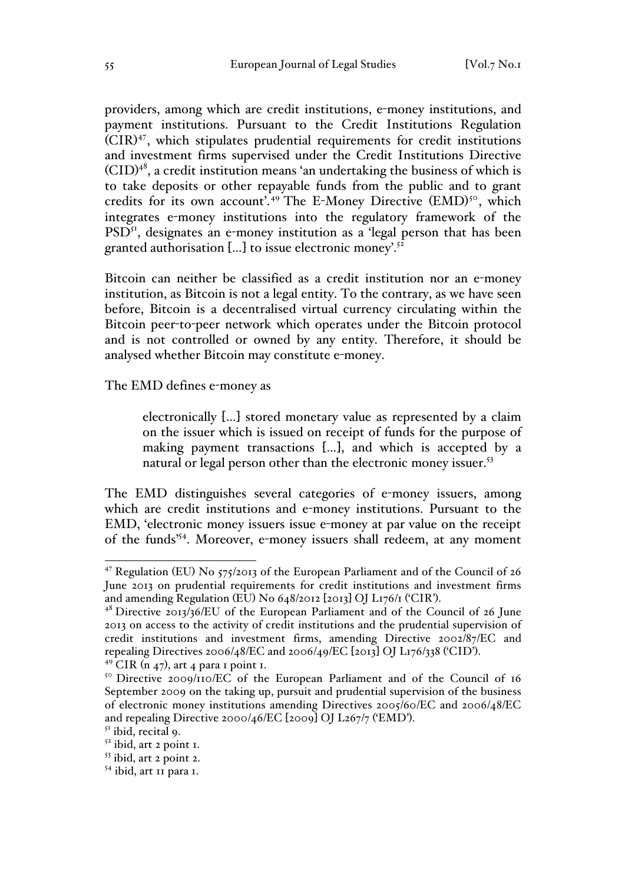providers, among which are credit institutions, e-money institutions, and payment institutions. Pursuant to the Credit Institutions Regulation (CIR)[47], which stipulates prudential requirements for credit institutions and investment firms supervised under the Credit Institutions Directive (CID)[48], a credit institution means 'an undertaking the business of which is to take deposits or other repayable funds from the public and to grant credits for its own account'.[49] The E-Money Directive (EMD)[50], which integrates e-money institutions into the regulatory framework of the PSD[51], designates an e-money institution as a 'legal person that has been granted authorisation […] to issue electronic money'.[52]

Bitcoin can neither be classified as a credit institution nor an e-money institution, as Bitcoin is not a legal entity. To the contrary, as we have seen before, Bitcoin is a decentralised virtual currency circulating within the Bitcoin peer-to-peer network which operates under the Bitcoin protocol and is not controlled or owned by any entity. Therefore, it should be analysed whether Bitcoin may constitute e-money.

The EMD defines e-money as

> electronically […] stored monetary value as represented by a claim on the issuer which is issued on receipt of funds for the purpose of making payment transactions […], and which is accepted by a natural or legal person other than the electronic money issuer.[53]

The EMD distinguishes several categories of e-money issuers, among which are credit institutions and e-money institutions. Pursuant to the EMD, 'electronic money issuers issue e-money at par value on the receipt of the funds'[54]. Moreover, e-money issuers shall redeem, at any moment

---

[47] Regulation (EU) No 575/2013 of the European Parliament and of the Council of 26 June 2013 on prudential requirements for credit institutions and investment firms and amending Regulation (EU) No 648/2012 [2013] OJ L176/1 ('CIR').

[48] Directive 2013/36/EU of the European Parliament and of the Council of 26 June 2013 on access to the activity of credit institutions and the prudential supervision of credit institutions and investment firms, amending Directive 2002/87/EC and repealing Directives 2006/48/EC and 2006/49/EC [2013] OJ L176/338 ('CID').

[49] CIR (n 47), art 4 para 1 point 1.

[50] Directive 2009/110/EC of the European Parliament and of the Council of 16 September 2009 on the taking up, pursuit and prudential supervision of the business of electronic money institutions amending Directives 2005/60/EC and 2006/48/EC and repealing Directive 2000/46/EC [2009] OJ L267/7 ('EMD').

[51] ibid, recital 9.

[52] ibid, art 2 point 1.

[53] ibid, art 2 point 2.

[54] ibid, art 11 para 1.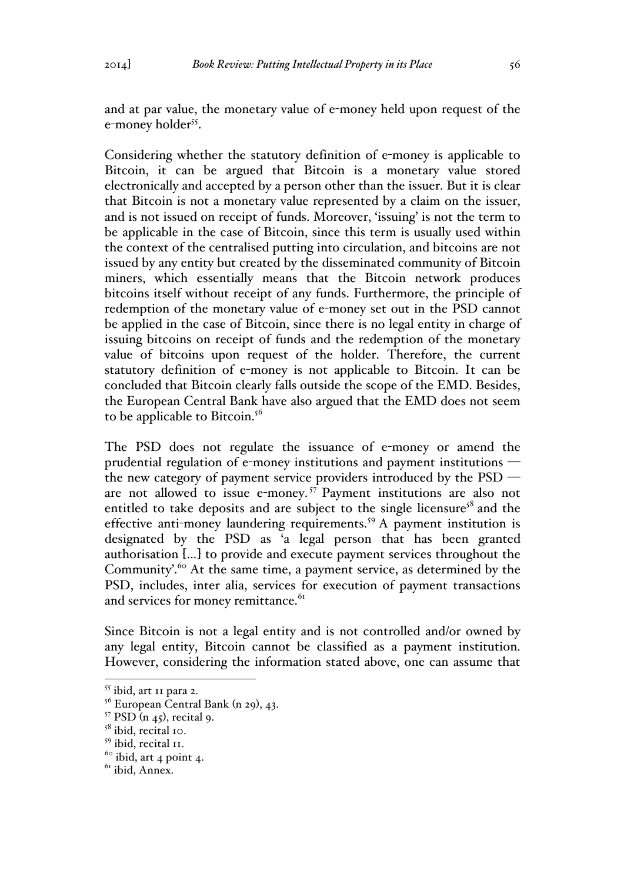and at par value, the monetary value of e-money held upon request of the e-money holder[55].

Considering whether the statutory definition of e-money is applicable to Bitcoin, it can be argued that Bitcoin is a monetary value stored electronically and accepted by a person other than the issuer. But it is clear that Bitcoin is not a monetary value represented by a claim on the issuer, and is not issued on receipt of funds. Moreover, 'issuing' is not the term to be applicable in the case of Bitcoin, since this term is usually used within the context of the centralised putting into circulation, and bitcoins are not issued by any entity but created by the disseminated community of Bitcoin miners, which essentially means that the Bitcoin network produces bitcoins itself without receipt of any funds. Furthermore, the principle of redemption of the monetary value of e-money set out in the PSD cannot be applied in the case of Bitcoin, since there is no legal entity in charge of issuing bitcoins on receipt of funds and the redemption of the monetary value of bitcoins upon request of the holder. Therefore, the current statutory definition of e-money is not applicable to Bitcoin. It can be concluded that Bitcoin clearly falls outside the scope of the EMD. Besides, the European Central Bank have also argued that the EMD does not seem to be applicable to Bitcoin.[56]

The PSD does not regulate the issuance of e-money or amend the prudential regulation of e-money institutions and payment institutions — the new category of payment service providers introduced by the PSD — are not allowed to issue e-money.[57] Payment institutions are also not entitled to take deposits and are subject to the single licensure[58] and the effective anti-money laundering requirements.[59] A payment institution is designated by the PSD as 'a legal person that has been granted authorisation […] to provide and execute payment services throughout the Community'.[60] At the same time, a payment service, as determined by the PSD, includes, inter alia, services for execution of payment transactions and services for money remittance.[61]

Since Bitcoin is not a legal entity and is not controlled and/or owned by any legal entity, Bitcoin cannot be classified as a payment institution. However, considering the information stated above, one can assume that

---

[55] ibid, art 11 para 2.
[56] European Central Bank (n 29), 43.
[57] PSD (n 45), recital 9.
[58] ibid, recital 10.
[59] ibid, recital 11.
[60] ibid, art 4 point 4.
[61] ibid, Annex.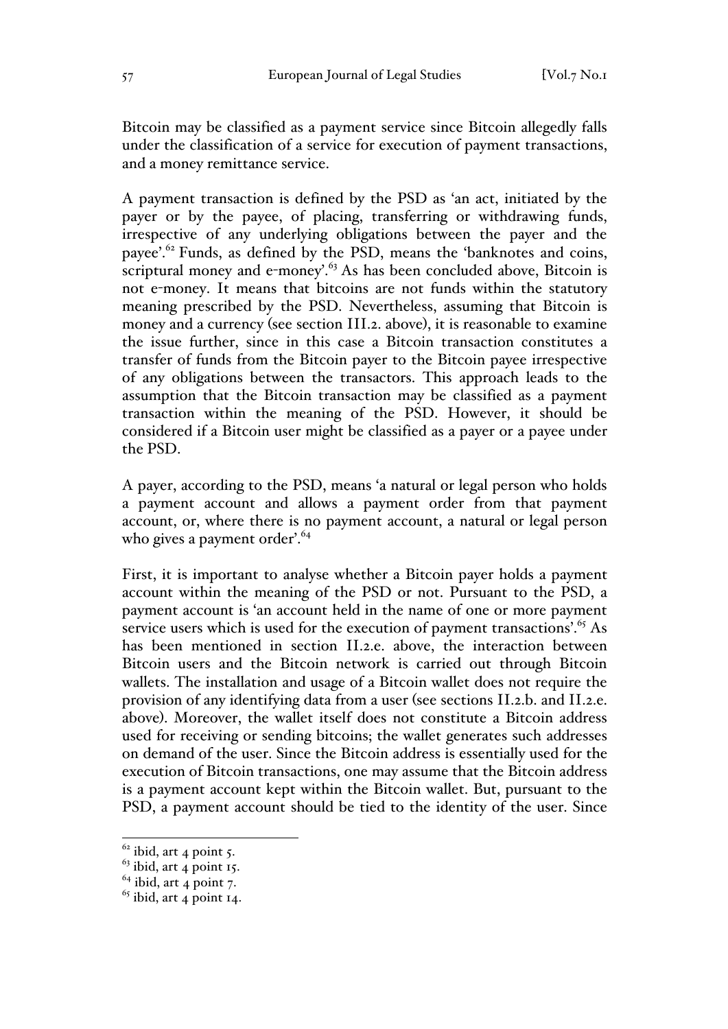Bitcoin may be classified as a payment service since Bitcoin allegedly falls under the classification of a service for execution of payment transactions, and a money remittance service.

A payment transaction is defined by the PSD as 'an act, initiated by the payer or by the payee, of placing, transferring or withdrawing funds, irrespective of any underlying obligations between the payer and the payee'.[62] Funds, as defined by the PSD, means the 'banknotes and coins, scriptural money and e-money'.[63] As has been concluded above, Bitcoin is not e-money. It means that bitcoins are not funds within the statutory meaning prescribed by the PSD. Nevertheless, assuming that Bitcoin is money and a currency (see section III.2. above), it is reasonable to examine the issue further, since in this case a Bitcoin transaction constitutes a transfer of funds from the Bitcoin payer to the Bitcoin payee irrespective of any obligations between the transactors. This approach leads to the assumption that the Bitcoin transaction may be classified as a payment transaction within the meaning of the PSD. However, it should be considered if a Bitcoin user might be classified as a payer or a payee under the PSD.

A payer, according to the PSD, means 'a natural or legal person who holds a payment account and allows a payment order from that payment account, or, where there is no payment account, a natural or legal person who gives a payment order'.[64]

First, it is important to analyse whether a Bitcoin payer holds a payment account within the meaning of the PSD or not. Pursuant to the PSD, a payment account is 'an account held in the name of one or more payment service users which is used for the execution of payment transactions'.[65] As has been mentioned in section II.2.e. above, the interaction between Bitcoin users and the Bitcoin network is carried out through Bitcoin wallets. The installation and usage of a Bitcoin wallet does not require the provision of any identifying data from a user (see sections II.2.b. and II.2.e. above). Moreover, the wallet itself does not constitute a Bitcoin address used for receiving or sending bitcoins; the wallet generates such addresses on demand of the user. Since the Bitcoin address is essentially used for the execution of Bitcoin transactions, one may assume that the Bitcoin address is a payment account kept within the Bitcoin wallet. But, pursuant to the PSD, a payment account should be tied to the identity of the user. Since

[62] ibid, art 4 point 5.

[63] ibid, art 4 point 15.

[64] ibid, art 4 point 7.

[65] ibid, art 4 point 14.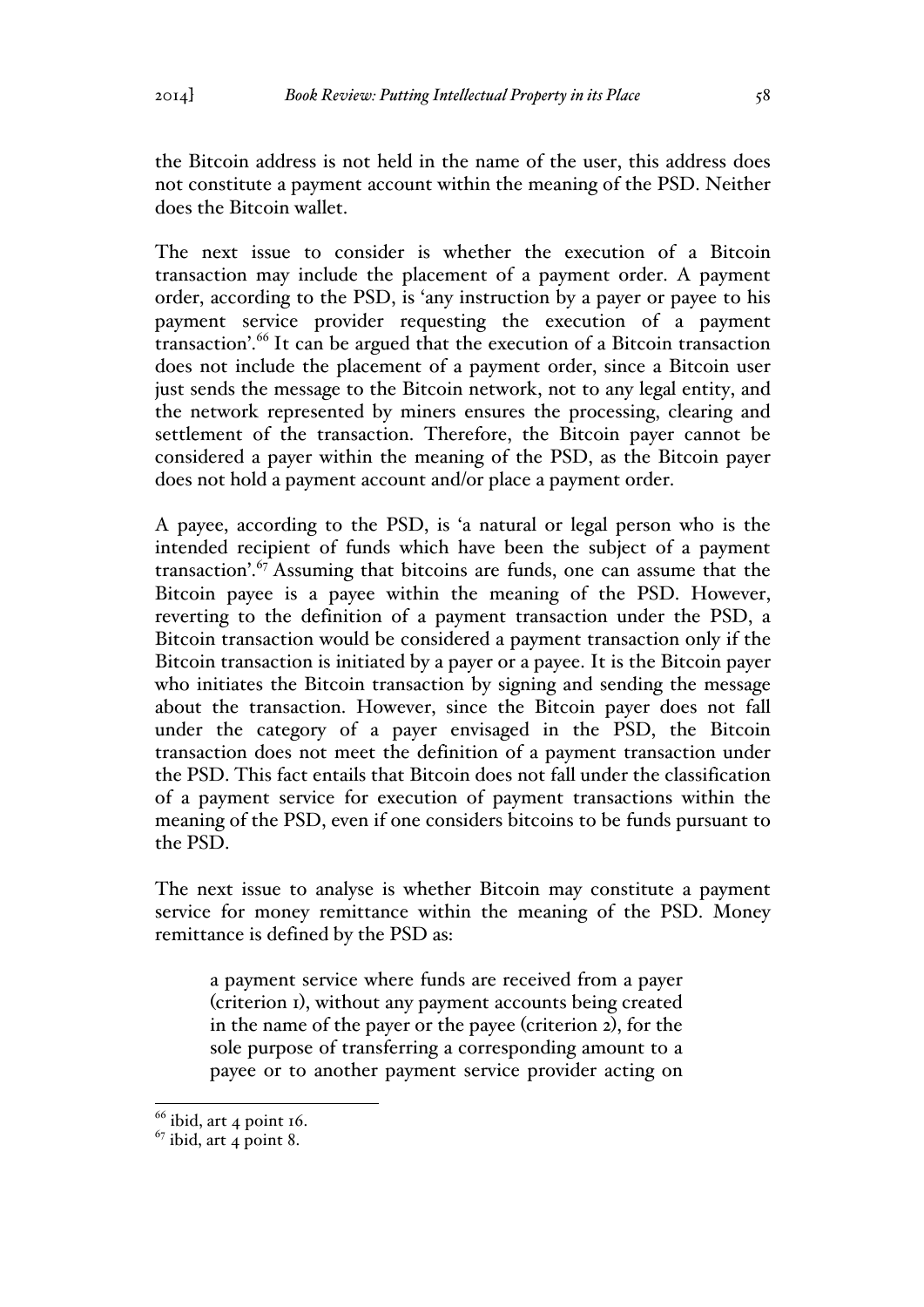the Bitcoin address is not held in the name of the user, this address does not constitute a payment account within the meaning of the PSD. Neither does the Bitcoin wallet.

The next issue to consider is whether the execution of a Bitcoin transaction may include the placement of a payment order. A payment order, according to the PSD, is 'any instruction by a payer or payee to his payment service provider requesting the execution of a payment transaction'.[66] It can be argued that the execution of a Bitcoin transaction does not include the placement of a payment order, since a Bitcoin user just sends the message to the Bitcoin network, not to any legal entity, and the network represented by miners ensures the processing, clearing and settlement of the transaction. Therefore, the Bitcoin payer cannot be considered a payer within the meaning of the PSD, as the Bitcoin payer does not hold a payment account and/or place a payment order.

A payee, according to the PSD, is 'a natural or legal person who is the intended recipient of funds which have been the subject of a payment transaction'.[67] Assuming that bitcoins are funds, one can assume that the Bitcoin payee is a payee within the meaning of the PSD. However, reverting to the definition of a payment transaction under the PSD, a Bitcoin transaction would be considered a payment transaction only if the Bitcoin transaction is initiated by a payer or a payee. It is the Bitcoin payer who initiates the Bitcoin transaction by signing and sending the message about the transaction. However, since the Bitcoin payer does not fall under the category of a payer envisaged in the PSD, the Bitcoin transaction does not meet the definition of a payment transaction under the PSD. This fact entails that Bitcoin does not fall under the classification of a payment service for execution of payment transactions within the meaning of the PSD, even if one considers bitcoins to be funds pursuant to the PSD.

The next issue to analyse is whether Bitcoin may constitute a payment service for money remittance within the meaning of the PSD. Money remittance is defined by the PSD as:

> a payment service where funds are received from a payer (criterion 1), without any payment accounts being created in the name of the payer or the payee (criterion 2), for the sole purpose of transferring a corresponding amount to a payee or to another payment service provider acting on

[66] ibid, art 4 point 16.

[67] ibid, art 4 point 8.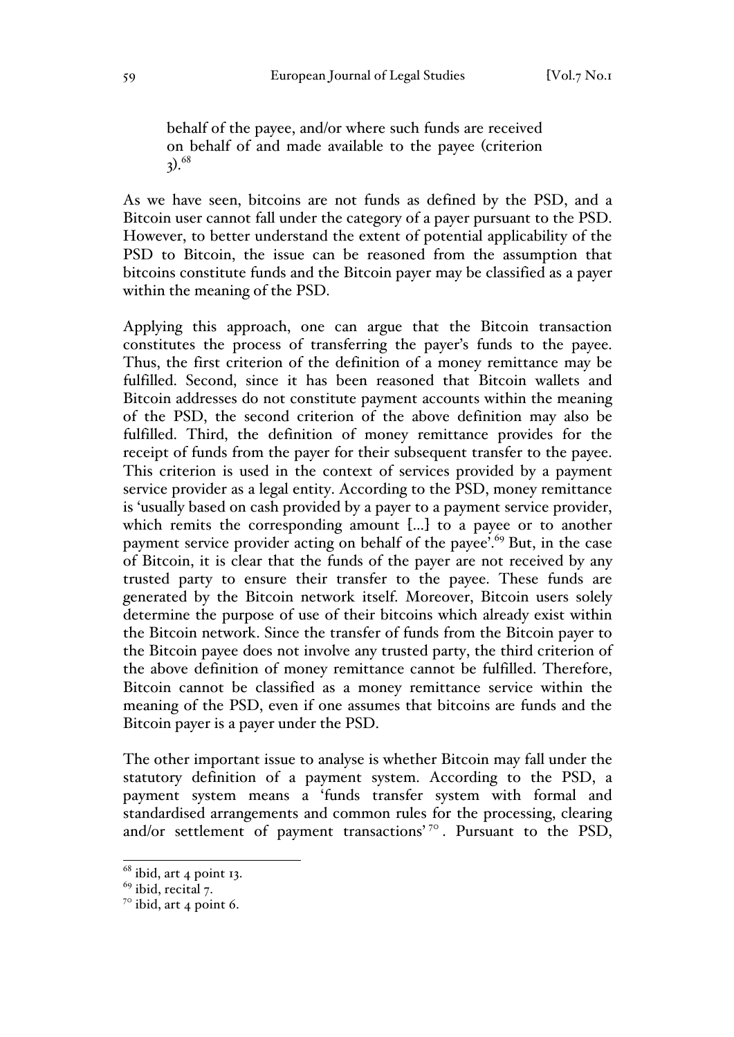> behalf of the payee, and/or where such funds are received on behalf of and made available to the payee (criterion 3).[68]

As we have seen, bitcoins are not funds as defined by the PSD, and a Bitcoin user cannot fall under the category of a payer pursuant to the PSD. However, to better understand the extent of potential applicability of the PSD to Bitcoin, the issue can be reasoned from the assumption that bitcoins constitute funds and the Bitcoin payer may be classified as a payer within the meaning of the PSD.

Applying this approach, one can argue that the Bitcoin transaction constitutes the process of transferring the payer's funds to the payee. Thus, the first criterion of the definition of a money remittance may be fulfilled. Second, since it has been reasoned that Bitcoin wallets and Bitcoin addresses do not constitute payment accounts within the meaning of the PSD, the second criterion of the above definition may also be fulfilled. Third, the definition of money remittance provides for the receipt of funds from the payer for their subsequent transfer to the payee. This criterion is used in the context of services provided by a payment service provider as a legal entity. According to the PSD, money remittance is 'usually based on cash provided by a payer to a payment service provider, which remits the corresponding amount [...] to a payee or to another payment service provider acting on behalf of the payee'.[69] But, in the case of Bitcoin, it is clear that the funds of the payer are not received by any trusted party to ensure their transfer to the payee. These funds are generated by the Bitcoin network itself. Moreover, Bitcoin users solely determine the purpose of use of their bitcoins which already exist within the Bitcoin network. Since the transfer of funds from the Bitcoin payer to the Bitcoin payee does not involve any trusted party, the third criterion of the above definition of money remittance cannot be fulfilled. Therefore, Bitcoin cannot be classified as a money remittance service within the meaning of the PSD, even if one assumes that bitcoins are funds and the Bitcoin payer is a payer under the PSD.

The other important issue to analyse is whether Bitcoin may fall under the statutory definition of a payment system. According to the PSD, a payment system means a 'funds transfer system with formal and standardised arrangements and common rules for the processing, clearing and/or settlement of payment transactions'[70]. Pursuant to the PSD,

---

[68] ibid, art 4 point 13.

[69] ibid, recital 7.

[70] ibid, art 4 point 6.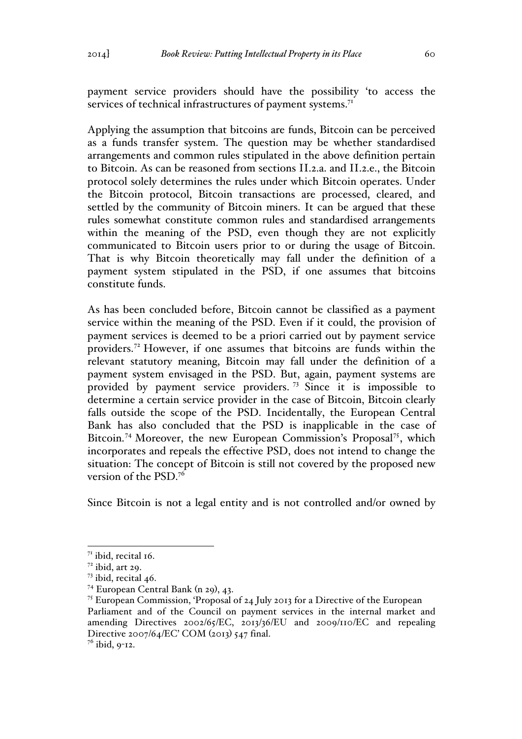payment service providers should have the possibility 'to access the services of technical infrastructures of payment systems.[71]

Applying the assumption that bitcoins are funds, Bitcoin can be perceived as a funds transfer system. The question may be whether standardised arrangements and common rules stipulated in the above definition pertain to Bitcoin. As can be reasoned from sections II.2.a. and II.2.e., the Bitcoin protocol solely determines the rules under which Bitcoin operates. Under the Bitcoin protocol, Bitcoin transactions are processed, cleared, and settled by the community of Bitcoin miners. It can be argued that these rules somewhat constitute common rules and standardised arrangements within the meaning of the PSD, even though they are not explicitly communicated to Bitcoin users prior to or during the usage of Bitcoin. That is why Bitcoin theoretically may fall under the definition of a payment system stipulated in the PSD, if one assumes that bitcoins constitute funds.

As has been concluded before, Bitcoin cannot be classified as a payment service within the meaning of the PSD. Even if it could, the provision of payment services is deemed to be a priori carried out by payment service providers.[72] However, if one assumes that bitcoins are funds within the relevant statutory meaning, Bitcoin may fall under the definition of a payment system envisaged in the PSD. But, again, payment systems are provided by payment service providers.[73] Since it is impossible to determine a certain service provider in the case of Bitcoin, Bitcoin clearly falls outside the scope of the PSD. Incidentally, the European Central Bank has also concluded that the PSD is inapplicable in the case of Bitcoin.[74] Moreover, the new European Commission's Proposal[75], which incorporates and repeals the effective PSD, does not intend to change the situation: The concept of Bitcoin is still not covered by the proposed new version of the PSD.[76]

Since Bitcoin is not a legal entity and is not controlled and/or owned by

---

[71] ibid, recital 16.

[72] ibid, art 29.

[73] ibid, recital 46.

[74] European Central Bank (n 29), 43.

[75] European Commission, 'Proposal of 24 July 2013 for a Directive of the European Parliament and of the Council on payment services in the internal market and amending Directives 2002/65/EC, 2013/36/EU and 2009/110/EC and repealing Directive 2007/64/EC' COM (2013) 547 final.

[76] ibid, 9-12.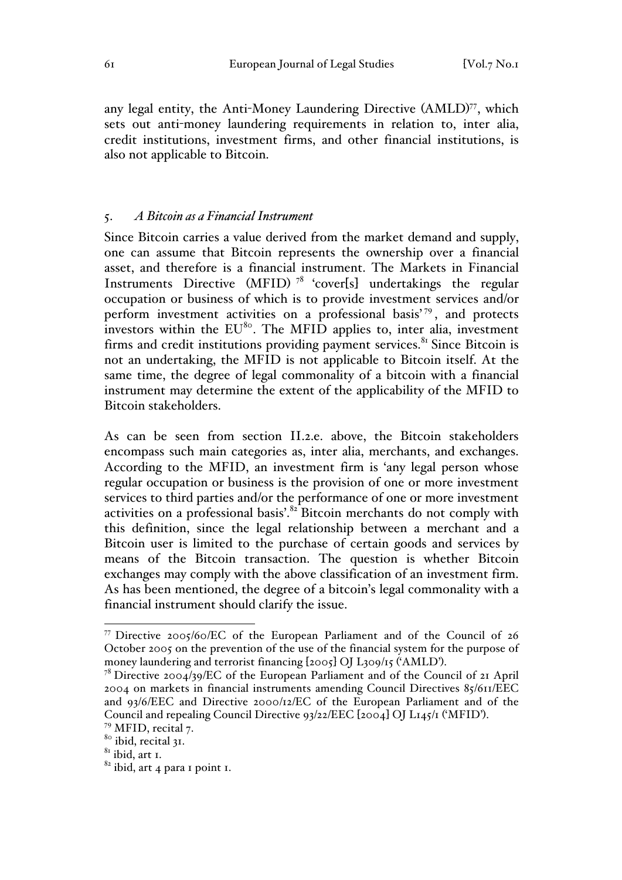any legal entity, the Anti-Money Laundering Directive (AMLD)[77], which sets out anti-money laundering requirements in relation to, inter alia, credit institutions, investment firms, and other financial institutions, is also not applicable to Bitcoin.

### 5. *A Bitcoin as a Financial Instrument*

Since Bitcoin carries a value derived from the market demand and supply, one can assume that Bitcoin represents the ownership over a financial asset, and therefore is a financial instrument. The Markets in Financial Instruments Directive (MFID) [78] 'cover[s] undertakings the regular occupation or business of which is to provide investment services and/or perform investment activities on a professional basis'[79], and protects investors within the EU[80]. The MFID applies to, inter alia, investment firms and credit institutions providing payment services.[81] Since Bitcoin is not an undertaking, the MFID is not applicable to Bitcoin itself. At the same time, the degree of legal commonality of a bitcoin with a financial instrument may determine the extent of the applicability of the MFID to Bitcoin stakeholders.

As can be seen from section II.2.e. above, the Bitcoin stakeholders encompass such main categories as, inter alia, merchants, and exchanges. According to the MFID, an investment firm is 'any legal person whose regular occupation or business is the provision of one or more investment services to third parties and/or the performance of one or more investment activities on a professional basis'.[82] Bitcoin merchants do not comply with this definition, since the legal relationship between a merchant and a Bitcoin user is limited to the purchase of certain goods and services by means of the Bitcoin transaction. The question is whether Bitcoin exchanges may comply with the above classification of an investment firm. As has been mentioned, the degree of a bitcoin's legal commonality with a financial instrument should clarify the issue.

---

[77] Directive 2005/60/EC of the European Parliament and of the Council of 26 October 2005 on the prevention of the use of the financial system for the purpose of money laundering and terrorist financing [2005] OJ L309/15 ('AMLD').

[78] Directive 2004/39/EC of the European Parliament and of the Council of 21 April 2004 on markets in financial instruments amending Council Directives 85/611/EEC and 93/6/EEC and Directive 2000/12/EC of the European Parliament and of the Council and repealing Council Directive 93/22/EEC [2004] OJ L145/1 ('MFID').

[79] MFID, recital 7.

[80] ibid, recital 31.

[81] ibid, art 1.

[82] ibid, art 4 para 1 point 1.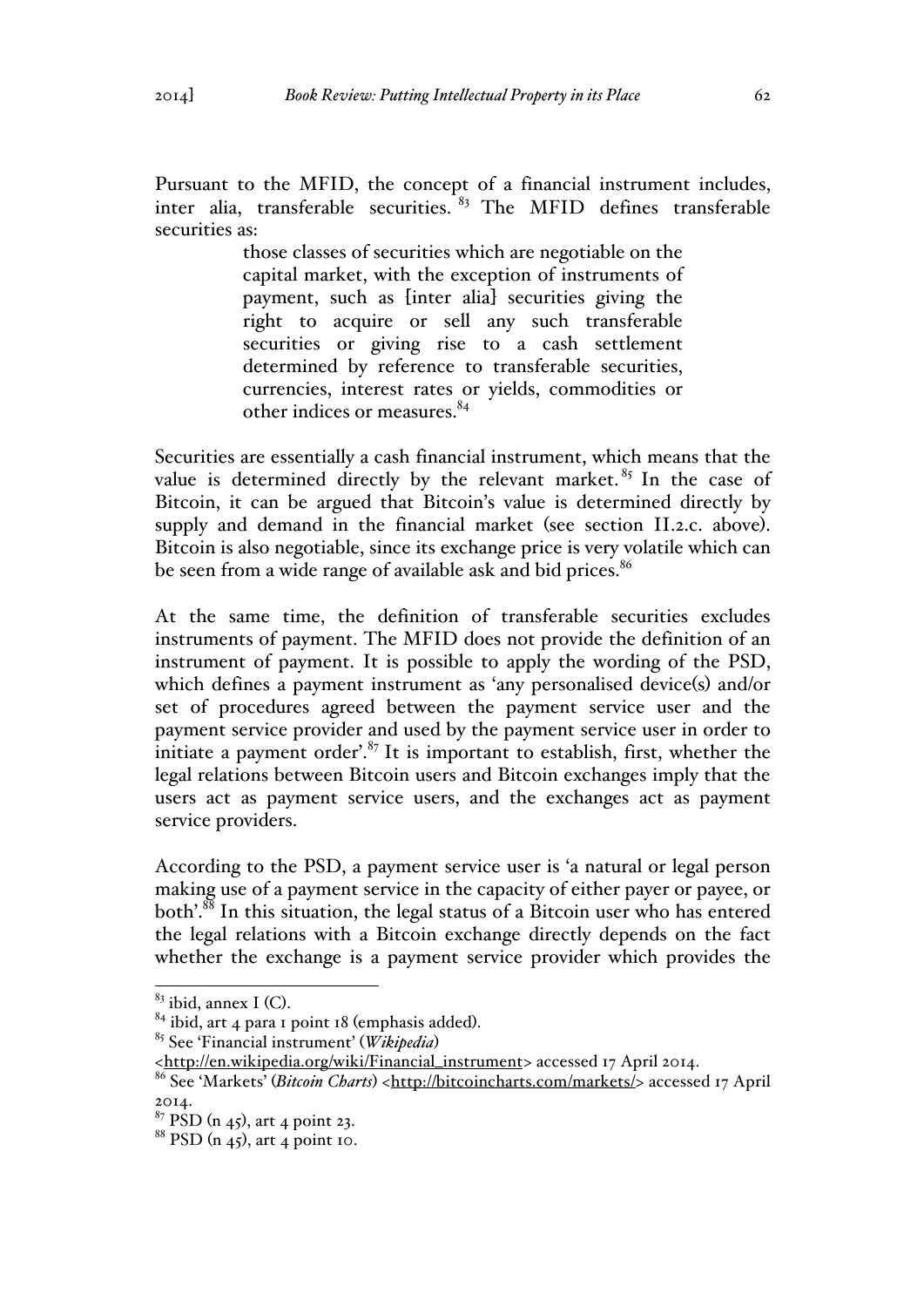Pursuant to the MFID, the concept of a financial instrument includes, inter alia, transferable securities. [83] The MFID defines transferable securities as:

> those classes of securities which are negotiable on the capital market, with the exception of instruments of payment, such as [inter alia] securities giving the right to acquire or sell any such transferable securities or giving rise to a cash settlement determined by reference to transferable securities, currencies, interest rates or yields, commodities or other indices or measures.[84]

Securities are essentially a cash financial instrument, which means that the value is determined directly by the relevant market. [85] In the case of Bitcoin, it can be argued that Bitcoin's value is determined directly by supply and demand in the financial market (see section II.2.c. above). Bitcoin is also negotiable, since its exchange price is very volatile which can be seen from a wide range of available ask and bid prices.[86]

At the same time, the definition of transferable securities excludes instruments of payment. The MFID does not provide the definition of an instrument of payment. It is possible to apply the wording of the PSD, which defines a payment instrument as 'any personalised device(s) and/or set of procedures agreed between the payment service user and the payment service provider and used by the payment service user in order to initiate a payment order'.[87] It is important to establish, first, whether the legal relations between Bitcoin users and Bitcoin exchanges imply that the users act as payment service users, and the exchanges act as payment service providers.

According to the PSD, a payment service user is 'a natural or legal person making use of a payment service in the capacity of either payer or payee, or both'.[88] In this situation, the legal status of a Bitcoin user who has entered the legal relations with a Bitcoin exchange directly depends on the fact whether the exchange is a payment service provider which provides the

---

[83] ibid, annex I (C).

[84] ibid, art 4 para 1 point 18 (emphasis added).

[85] See 'Financial instrument' (*Wikipedia*) <http://en.wikipedia.org/wiki/Financial_instrument> accessed 17 April 2014.

[86] See 'Markets' (*Bitcoin Charts*) <http://bitcoincharts.com/markets/> accessed 17 April 2014.

[87] PSD (n 45), art 4 point 23.

[88] PSD (n 45), art 4 point 10.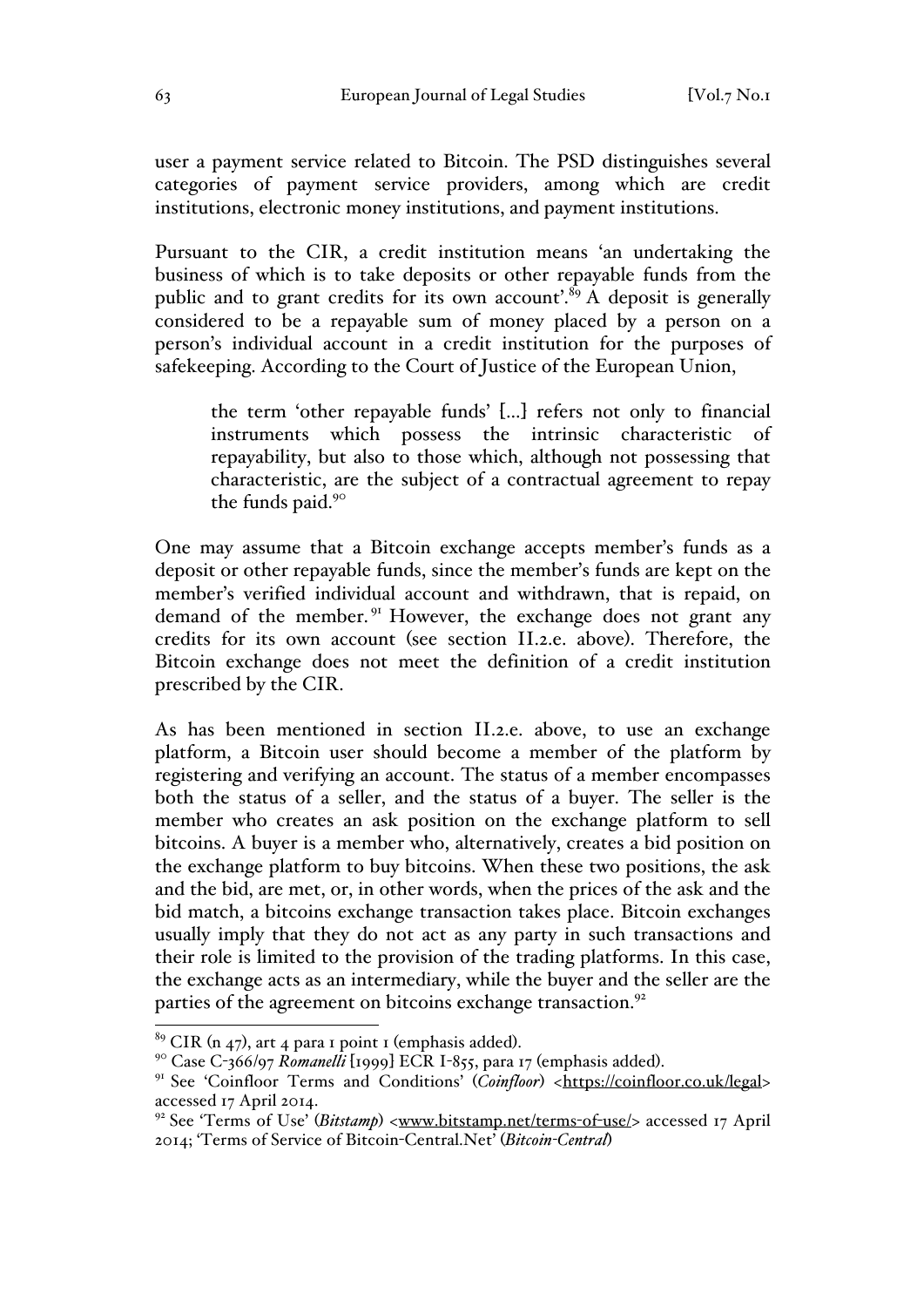user a payment service related to Bitcoin. The PSD distinguishes several categories of payment service providers, among which are credit institutions, electronic money institutions, and payment institutions.

Pursuant to the CIR, a credit institution means 'an undertaking the business of which is to take deposits or other repayable funds from the public and to grant credits for its own account'.[89] A deposit is generally considered to be a repayable sum of money placed by a person on a person's individual account in a credit institution for the purposes of safekeeping. According to the Court of Justice of the European Union,

> the term 'other repayable funds' [...] refers not only to financial instruments which possess the intrinsic characteristic of repayability, but also to those which, although not possessing that characteristic, are the subject of a contractual agreement to repay the funds paid.[90]

One may assume that a Bitcoin exchange accepts member's funds as a deposit or other repayable funds, since the member's funds are kept on the member's verified individual account and withdrawn, that is repaid, on demand of the member.[91] However, the exchange does not grant any credits for its own account (see section II.2.e. above). Therefore, the Bitcoin exchange does not meet the definition of a credit institution prescribed by the CIR.

As has been mentioned in section II.2.e. above, to use an exchange platform, a Bitcoin user should become a member of the platform by registering and verifying an account. The status of a member encompasses both the status of a seller, and the status of a buyer. The seller is the member who creates an ask position on the exchange platform to sell bitcoins. A buyer is a member who, alternatively, creates a bid position on the exchange platform to buy bitcoins. When these two positions, the ask and the bid, are met, or, in other words, when the prices of the ask and the bid match, a bitcoins exchange transaction takes place. Bitcoin exchanges usually imply that they do not act as any party in such transactions and their role is limited to the provision of the trading platforms. In this case, the exchange acts as an intermediary, while the buyer and the seller are the parties of the agreement on bitcoins exchange transaction.[92]

---

[89] CIR (n 47), art 4 para 1 point 1 (emphasis added).

[90] Case C-366/97 *Romanelli* [1999] ECR I-855, para 17 (emphasis added).

[91] See 'Coinfloor Terms and Conditions' (*Coinfloor*) <https://coinfloor.co.uk/legal> accessed 17 April 2014.

[92] See 'Terms of Use' (*Bitstamp*) <www.bitstamp.net/terms-of-use/> accessed 17 April 2014; 'Terms of Service of Bitcoin-Central.Net' (*Bitcoin-Central*)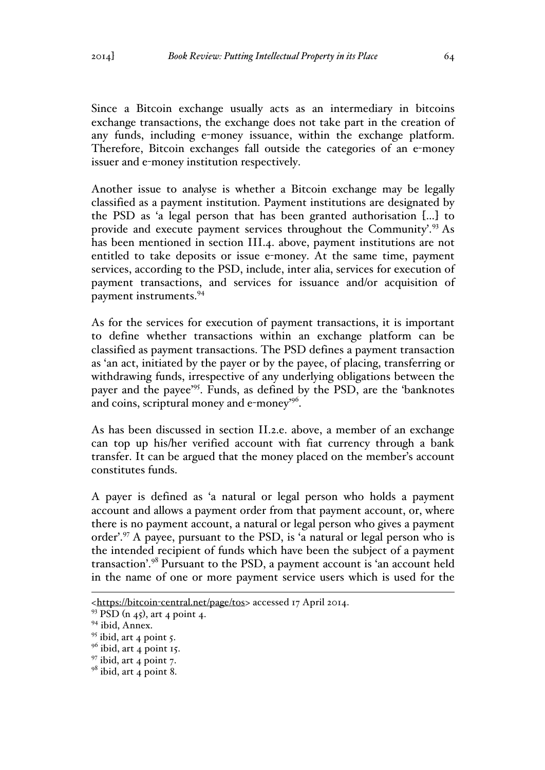Since a Bitcoin exchange usually acts as an intermediary in bitcoins exchange transactions, the exchange does not take part in the creation of any funds, including e-money issuance, within the exchange platform. Therefore, Bitcoin exchanges fall outside the categories of an e-money issuer and e-money institution respectively.

Another issue to analyse is whether a Bitcoin exchange may be legally classified as a payment institution. Payment institutions are designated by the PSD as 'a legal person that has been granted authorisation [...] to provide and execute payment services throughout the Community'.[93] As has been mentioned in section III.4. above, payment institutions are not entitled to take deposits or issue e-money. At the same time, payment services, according to the PSD, include, inter alia, services for execution of payment transactions, and services for issuance and/or acquisition of payment instruments.[94]

As for the services for execution of payment transactions, it is important to define whether transactions within an exchange platform can be classified as payment transactions. The PSD defines a payment transaction as 'an act, initiated by the payer or by the payee, of placing, transferring or withdrawing funds, irrespective of any underlying obligations between the payer and the payee'[95]. Funds, as defined by the PSD, are the 'banknotes and coins, scriptural money and e-money'[96].

As has been discussed in section II.2.e. above, a member of an exchange can top up his/her verified account with fiat currency through a bank transfer. It can be argued that the money placed on the member's account constitutes funds.

A payer is defined as 'a natural or legal person who holds a payment account and allows a payment order from that payment account, or, where there is no payment account, a natural or legal person who gives a payment order'.[97] A payee, pursuant to the PSD, is 'a natural or legal person who is the intended recipient of funds which have been the subject of a payment transaction'.[98] Pursuant to the PSD, a payment account is 'an account held in the name of one or more payment service users which is used for the

---

<https://bitcoin-central.net/page/tos> accessed 17 April 2014.

[93] PSD (n 45), art 4 point 4.

[94] ibid, Annex.

[95] ibid, art 4 point 5.

[96] ibid, art 4 point 15.

[97] ibid, art 4 point 7.

[98] ibid, art 4 point 8.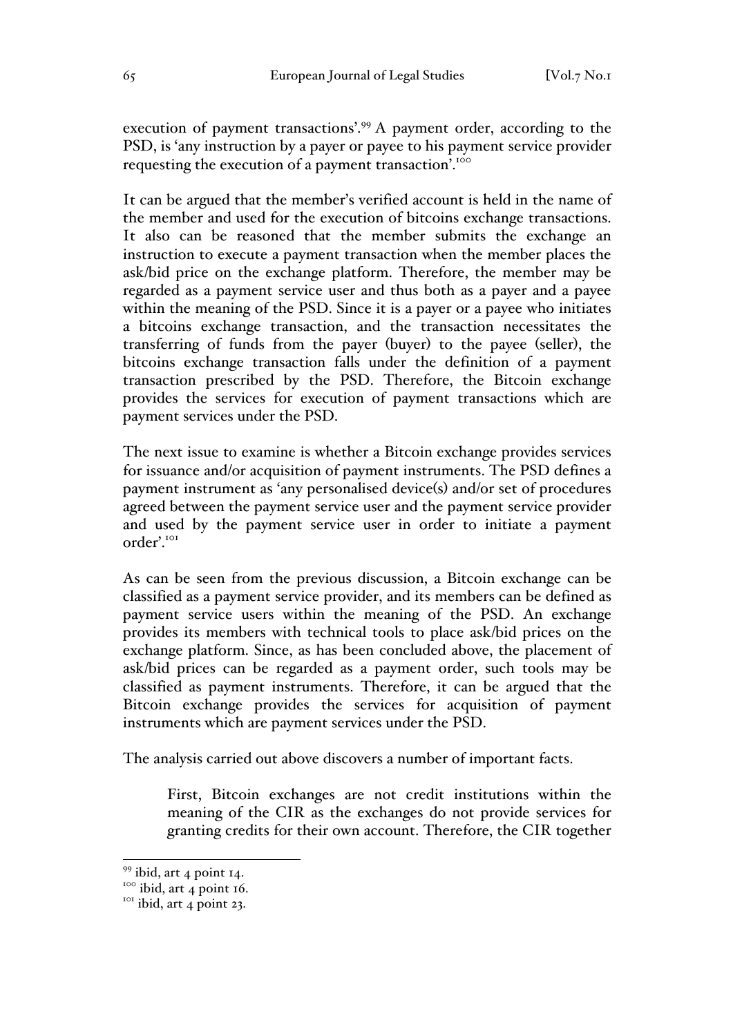execution of payment transactions'.[99] A payment order, according to the PSD, is 'any instruction by a payer or payee to his payment service provider requesting the execution of a payment transaction'.[100]

It can be argued that the member's verified account is held in the name of the member and used for the execution of bitcoins exchange transactions. It also can be reasoned that the member submits the exchange an instruction to execute a payment transaction when the member places the ask/bid price on the exchange platform. Therefore, the member may be regarded as a payment service user and thus both as a payer and a payee within the meaning of the PSD. Since it is a payer or a payee who initiates a bitcoins exchange transaction, and the transaction necessitates the transferring of funds from the payer (buyer) to the payee (seller), the bitcoins exchange transaction falls under the definition of a payment transaction prescribed by the PSD. Therefore, the Bitcoin exchange provides the services for execution of payment transactions which are payment services under the PSD.

The next issue to examine is whether a Bitcoin exchange provides services for issuance and/or acquisition of payment instruments. The PSD defines a payment instrument as 'any personalised device(s) and/or set of procedures agreed between the payment service user and the payment service provider and used by the payment service user in order to initiate a payment order'.[101]

As can be seen from the previous discussion, a Bitcoin exchange can be classified as a payment service provider, and its members can be defined as payment service users within the meaning of the PSD. An exchange provides its members with technical tools to place ask/bid prices on the exchange platform. Since, as has been concluded above, the placement of ask/bid prices can be regarded as a payment order, such tools may be classified as payment instruments. Therefore, it can be argued that the Bitcoin exchange provides the services for acquisition of payment instruments which are payment services under the PSD.

The analysis carried out above discovers a number of important facts.

> First, Bitcoin exchanges are not credit institutions within the meaning of the CIR as the exchanges do not provide services for granting credits for their own account. Therefore, the CIR together

[99] ibid, art 4 point 14.

[100] ibid, art 4 point 16.

[101] ibid, art 4 point 23.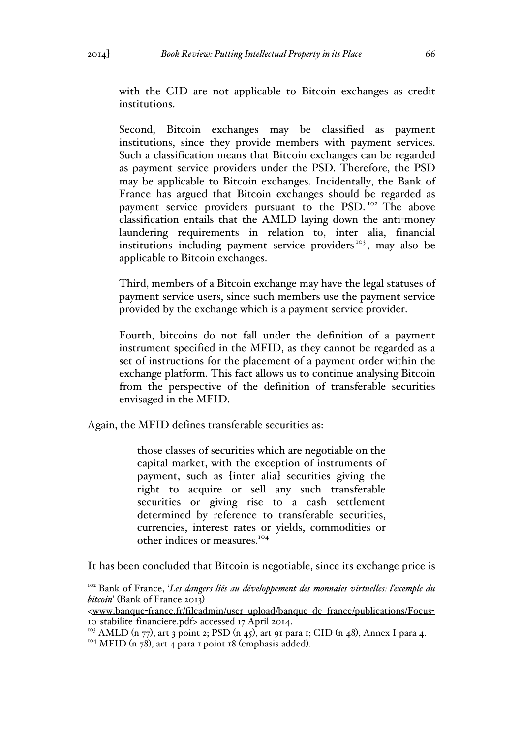> with the CID are not applicable to Bitcoin exchanges as credit institutions.
>
> Second, Bitcoin exchanges may be classified as payment institutions, since they provide members with payment services. Such a classification means that Bitcoin exchanges can be regarded as payment service providers under the PSD. Therefore, the PSD may be applicable to Bitcoin exchanges. Incidentally, the Bank of France has argued that Bitcoin exchanges should be regarded as payment service providers pursuant to the PSD.[102] The above classification entails that the AMLD laying down the anti-money laundering requirements in relation to, inter alia, financial institutions including payment service providers[103], may also be applicable to Bitcoin exchanges.
>
> Third, members of a Bitcoin exchange may have the legal statuses of payment service users, since such members use the payment service provided by the exchange which is a payment service provider.
>
> Fourth, bitcoins do not fall under the definition of a payment instrument specified in the MFID, as they cannot be regarded as a set of instructions for the placement of a payment order within the exchange platform. This fact allows us to continue analysing Bitcoin from the perspective of the definition of transferable securities envisaged in the MFID.

Again, the MFID defines transferable securities as:

> those classes of securities which are negotiable on the capital market, with the exception of instruments of payment, such as [inter alia] securities giving the right to acquire or sell any such transferable securities or giving rise to a cash settlement determined by reference to transferable securities, currencies, interest rates or yields, commodities or other indices or measures.[104]

It has been concluded that Bitcoin is negotiable, since its exchange price is

---

[102] Bank of France, '*Les dangers liés au développement des monnaies virtuelles: l'exemple du bitcoin*' (Bank of France 2013) <www.banque-france.fr/fileadmin/user_upload/banque_de_france/publications/Focus-10-stabilite-financiere.pdf> accessed 17 April 2014.

[103] AMLD (n 77), art 3 point 2; PSD (n 45), art 91 para 1; CID (n 48), Annex I para 4.

[104] MFID (n 78), art 4 para 1 point 18 (emphasis added).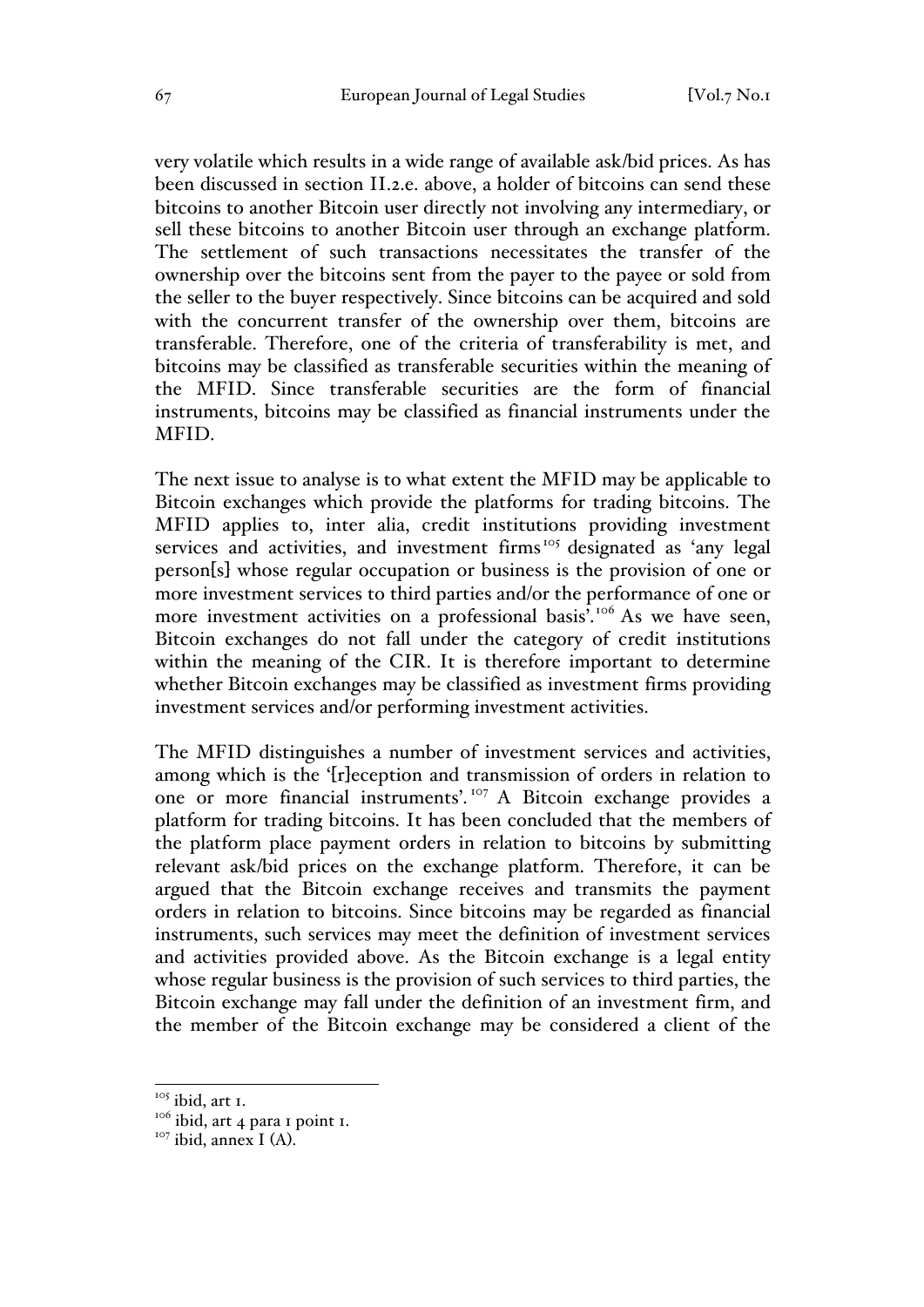very volatile which results in a wide range of available ask/bid prices. As has been discussed in section II.2.e. above, a holder of bitcoins can send these bitcoins to another Bitcoin user directly not involving any intermediary, or sell these bitcoins to another Bitcoin user through an exchange platform. The settlement of such transactions necessitates the transfer of the ownership over the bitcoins sent from the payer to the payee or sold from the seller to the buyer respectively. Since bitcoins can be acquired and sold with the concurrent transfer of the ownership over them, bitcoins are transferable. Therefore, one of the criteria of transferability is met, and bitcoins may be classified as transferable securities within the meaning of the MFID. Since transferable securities are the form of financial instruments, bitcoins may be classified as financial instruments under the MFID.

The next issue to analyse is to what extent the MFID may be applicable to Bitcoin exchanges which provide the platforms for trading bitcoins. The MFID applies to, inter alia, credit institutions providing investment services and activities, and investment firms[105] designated as 'any legal person[s] whose regular occupation or business is the provision of one or more investment services to third parties and/or the performance of one or more investment activities on a professional basis'.[106] As we have seen, Bitcoin exchanges do not fall under the category of credit institutions within the meaning of the CIR. It is therefore important to determine whether Bitcoin exchanges may be classified as investment firms providing investment services and/or performing investment activities.

The MFID distinguishes a number of investment services and activities, among which is the '[r]eception and transmission of orders in relation to one or more financial instruments'.[107] A Bitcoin exchange provides a platform for trading bitcoins. It has been concluded that the members of the platform place payment orders in relation to bitcoins by submitting relevant ask/bid prices on the exchange platform. Therefore, it can be argued that the Bitcoin exchange receives and transmits the payment orders in relation to bitcoins. Since bitcoins may be regarded as financial instruments, such services may meet the definition of investment services and activities provided above. As the Bitcoin exchange is a legal entity whose regular business is the provision of such services to third parties, the Bitcoin exchange may fall under the definition of an investment firm, and the member of the Bitcoin exchange may be considered a client of the

---

[105] ibid, art 1.

[106] ibid, art 4 para 1 point 1.

[107] ibid, annex I (A).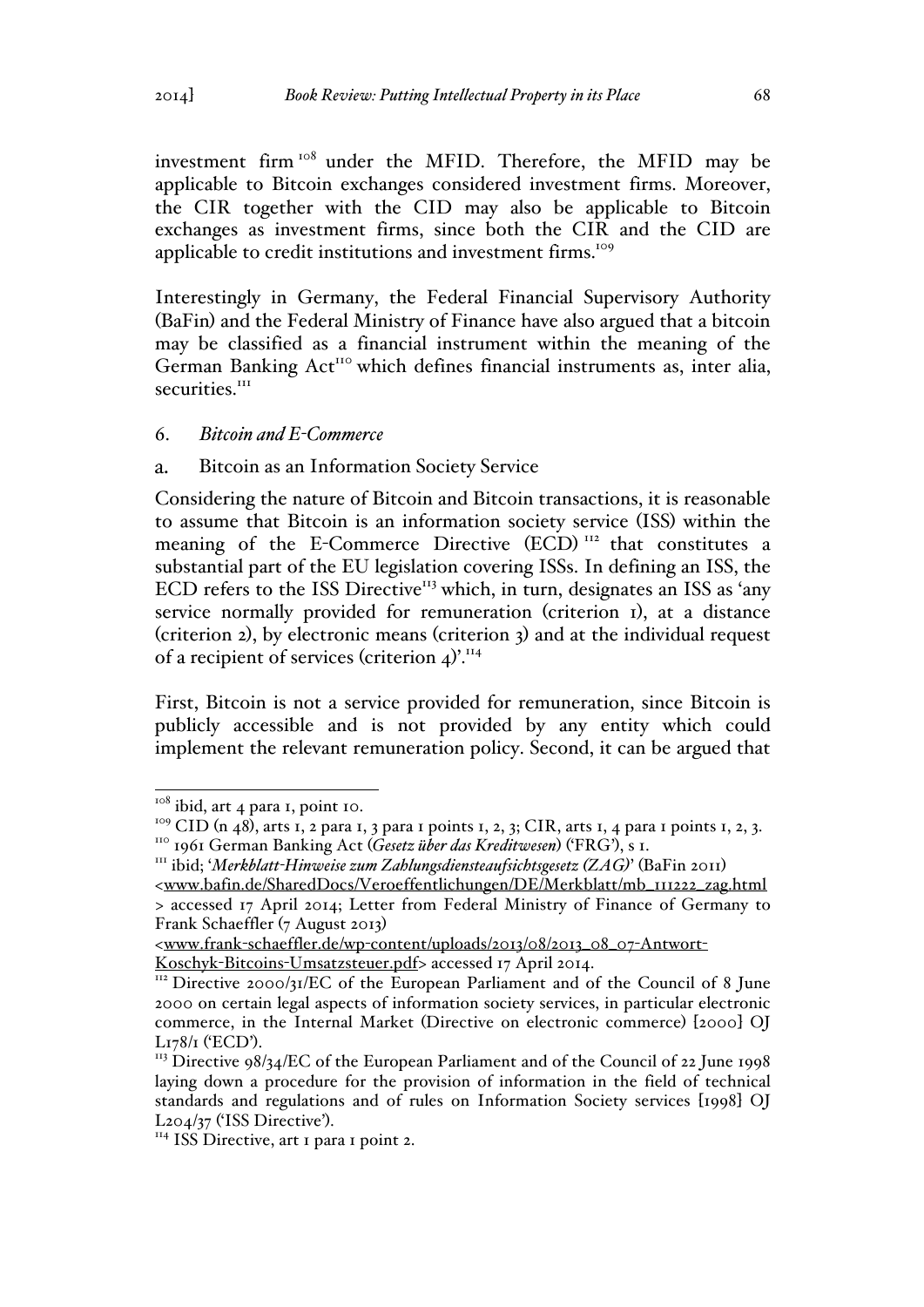investment firm[108] under the MFID. Therefore, the MFID may be applicable to Bitcoin exchanges considered investment firms. Moreover, the CIR together with the CID may also be applicable to Bitcoin exchanges as investment firms, since both the CIR and the CID are applicable to credit institutions and investment firms.[109]

Interestingly in Germany, the Federal Financial Supervisory Authority (BaFin) and the Federal Ministry of Finance have also argued that a bitcoin may be classified as a financial instrument within the meaning of the German Banking Act[110] which defines financial instruments as, inter alia, securities.[111]

### 6. *Bitcoin and E-Commerce*

#### a. Bitcoin as an Information Society Service

Considering the nature of Bitcoin and Bitcoin transactions, it is reasonable to assume that Bitcoin is an information society service (ISS) within the meaning of the E-Commerce Directive (ECD)[112] that constitutes a substantial part of the EU legislation covering ISSs. In defining an ISS, the ECD refers to the ISS Directive[113] which, in turn, designates an ISS as 'any service normally provided for remuneration (criterion 1), at a distance (criterion 2), by electronic means (criterion 3) and at the individual request of a recipient of services (criterion 4)'.[114]

First, Bitcoin is not a service provided for remuneration, since Bitcoin is publicly accessible and is not provided by any entity which could implement the relevant remuneration policy. Second, it can be argued that

---

[108] ibid, art 4 para 1, point 10.

[109] CID (n 48), arts 1, 2 para 1, 3 para 1 points 1, 2, 3; CIR, arts 1, 4 para 1 points 1, 2, 3.

[110] 1961 German Banking Act (*Gesetz über das Kreditwesen*) ('FRG'), s 1.

[111] ibid; '*Merkblatt-Hinweise zum Zahlungsdiensteaufsichtsgesetz (ZAG)*' (BaFin 2011) <www.bafin.de/SharedDocs/Veroeffentlichungen/DE/Merkblatt/mb_111222_zag.html> accessed 17 April 2014; Letter from Federal Ministry of Finance of Germany to Frank Schaeffler (7 August 2013) <www.frank-schaeffler.de/wp-content/uploads/2013/08/2013_08_07-Antwort-Koschyk-Bitcoins-Umsatzsteuer.pdf> accessed 17 April 2014.

[112] Directive 2000/31/EC of the European Parliament and of the Council of 8 June 2000 on certain legal aspects of information society services, in particular electronic commerce, in the Internal Market (Directive on electronic commerce) [2000] OJ L178/1 ('ECD').

[113] Directive 98/34/EC of the European Parliament and of the Council of 22 June 1998 laying down a procedure for the provision of information in the field of technical standards and regulations and of rules on Information Society services [1998] OJ L204/37 ('ISS Directive').

[114] ISS Directive, art 1 para 1 point 2.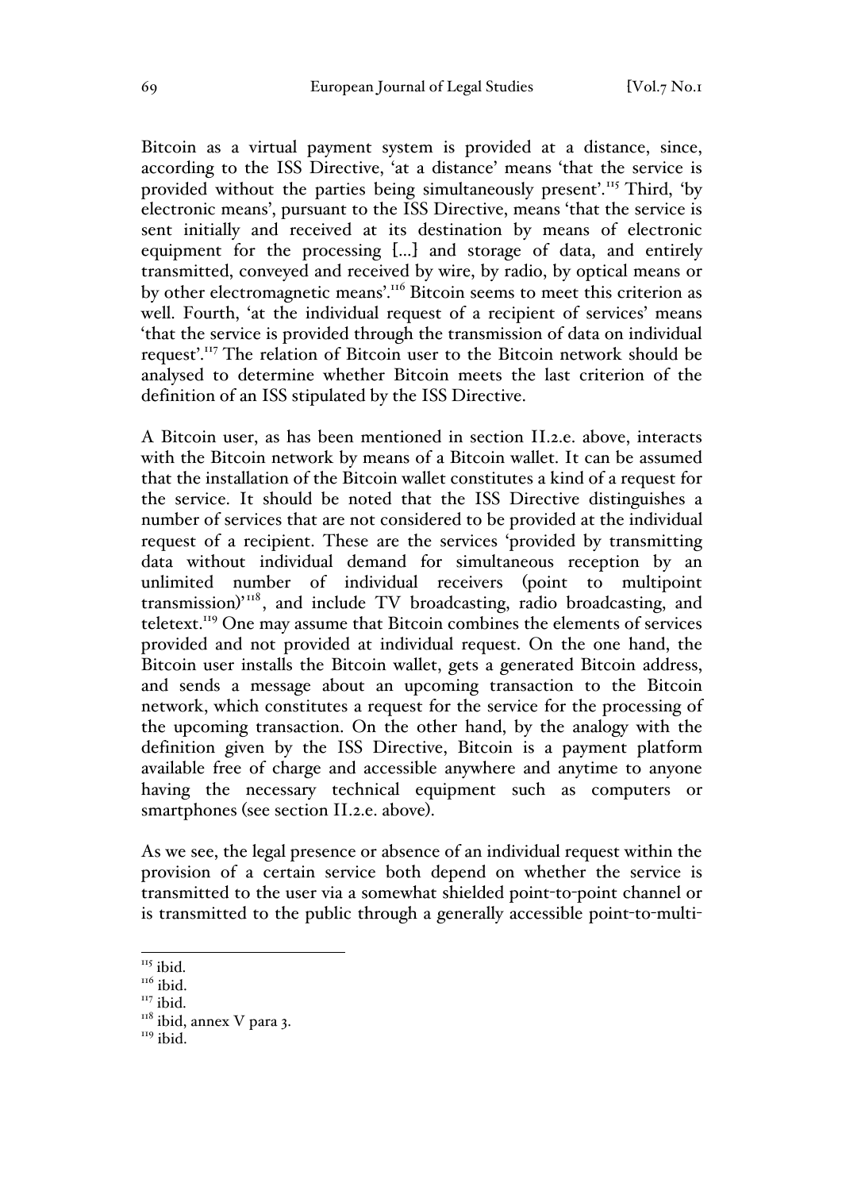Bitcoin as a virtual payment system is provided at a distance, since, according to the ISS Directive, 'at a distance' means 'that the service is provided without the parties being simultaneously present'.[115] Third, 'by electronic means', pursuant to the ISS Directive, means 'that the service is sent initially and received at its destination by means of electronic equipment for the processing […] and storage of data, and entirely transmitted, conveyed and received by wire, by radio, by optical means or by other electromagnetic means'.[116] Bitcoin seems to meet this criterion as well. Fourth, 'at the individual request of a recipient of services' means 'that the service is provided through the transmission of data on individual request'.[117] The relation of Bitcoin user to the Bitcoin network should be analysed to determine whether Bitcoin meets the last criterion of the definition of an ISS stipulated by the ISS Directive.

A Bitcoin user, as has been mentioned in section II.2.e. above, interacts with the Bitcoin network by means of a Bitcoin wallet. It can be assumed that the installation of the Bitcoin wallet constitutes a kind of a request for the service. It should be noted that the ISS Directive distinguishes a number of services that are not considered to be provided at the individual request of a recipient. These are the services 'provided by transmitting data without individual demand for simultaneous reception by an unlimited number of individual receivers (point to multipoint transmission)'[118], and include TV broadcasting, radio broadcasting, and teletext.[119] One may assume that Bitcoin combines the elements of services provided and not provided at individual request. On the one hand, the Bitcoin user installs the Bitcoin wallet, gets a generated Bitcoin address, and sends a message about an upcoming transaction to the Bitcoin network, which constitutes a request for the service for the processing of the upcoming transaction. On the other hand, by the analogy with the definition given by the ISS Directive, Bitcoin is a payment platform available free of charge and accessible anywhere and anytime to anyone having the necessary technical equipment such as computers or smartphones (see section II.2.e. above).

As we see, the legal presence or absence of an individual request within the provision of a certain service both depend on whether the service is transmitted to the user via a somewhat shielded point-to-point channel or is transmitted to the public through a generally accessible point-to-multi-

---

[115] ibid.

[116] ibid.

[117] ibid.

[118] ibid, annex V para 3.

[119] ibid.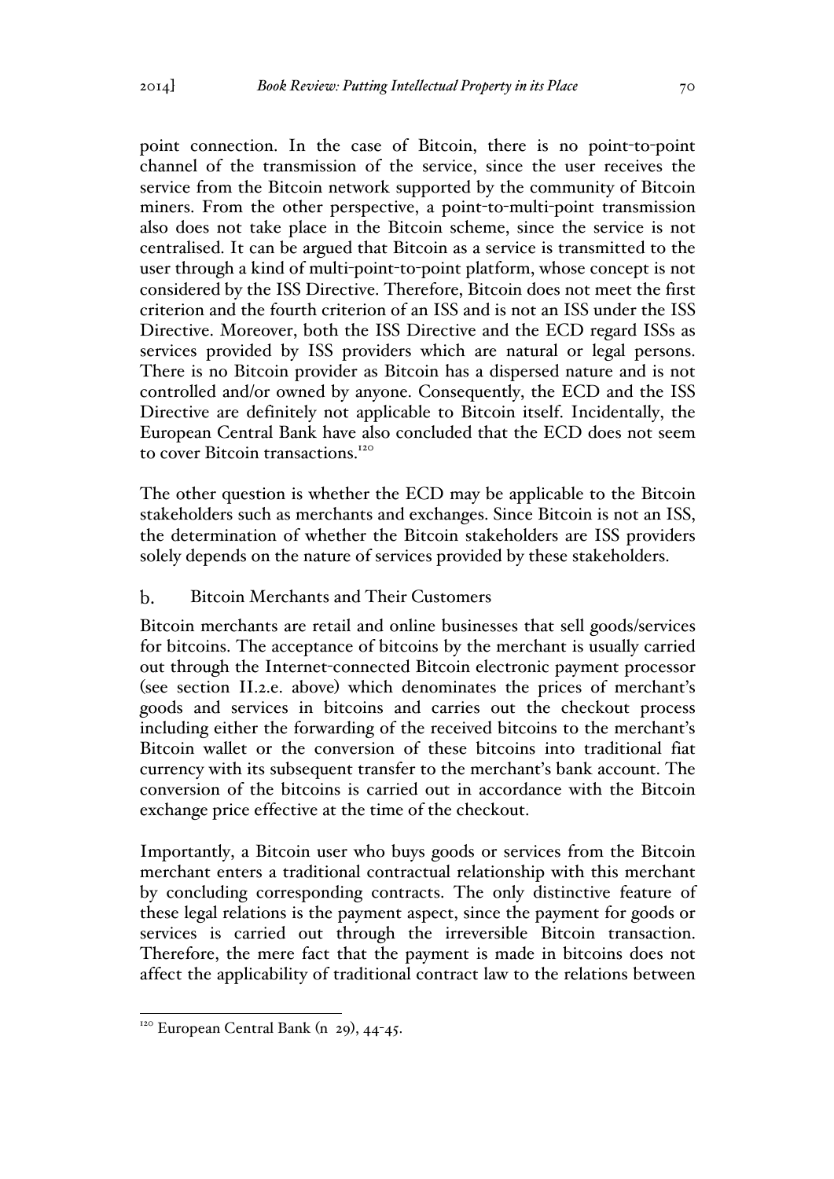point connection. In the case of Bitcoin, there is no point-to-point channel of the transmission of the service, since the user receives the service from the Bitcoin network supported by the community of Bitcoin miners. From the other perspective, a point-to-multi-point transmission also does not take place in the Bitcoin scheme, since the service is not centralised. It can be argued that Bitcoin as a service is transmitted to the user through a kind of multi-point-to-point platform, whose concept is not considered by the ISS Directive. Therefore, Bitcoin does not meet the first criterion and the fourth criterion of an ISS and is not an ISS under the ISS Directive. Moreover, both the ISS Directive and the ECD regard ISSs as services provided by ISS providers which are natural or legal persons. There is no Bitcoin provider as Bitcoin has a dispersed nature and is not controlled and/or owned by anyone. Consequently, the ECD and the ISS Directive are definitely not applicable to Bitcoin itself. Incidentally, the European Central Bank have also concluded that the ECD does not seem to cover Bitcoin transactions.[120]

The other question is whether the ECD may be applicable to the Bitcoin stakeholders such as merchants and exchanges. Since Bitcoin is not an ISS, the determination of whether the Bitcoin stakeholders are ISS providers solely depends on the nature of services provided by these stakeholders.

### b. Bitcoin Merchants and Their Customers

Bitcoin merchants are retail and online businesses that sell goods/services for bitcoins. The acceptance of bitcoins by the merchant is usually carried out through the Internet-connected Bitcoin electronic payment processor (see section II.2.e. above) which denominates the prices of merchant's goods and services in bitcoins and carries out the checkout process including either the forwarding of the received bitcoins to the merchant's Bitcoin wallet or the conversion of these bitcoins into traditional fiat currency with its subsequent transfer to the merchant's bank account. The conversion of the bitcoins is carried out in accordance with the Bitcoin exchange price effective at the time of the checkout.

Importantly, a Bitcoin user who buys goods or services from the Bitcoin merchant enters a traditional contractual relationship with this merchant by concluding corresponding contracts. The only distinctive feature of these legal relations is the payment aspect, since the payment for goods or services is carried out through the irreversible Bitcoin transaction. Therefore, the mere fact that the payment is made in bitcoins does not affect the applicability of traditional contract law to the relations between

[120] European Central Bank (n 29), 44-45.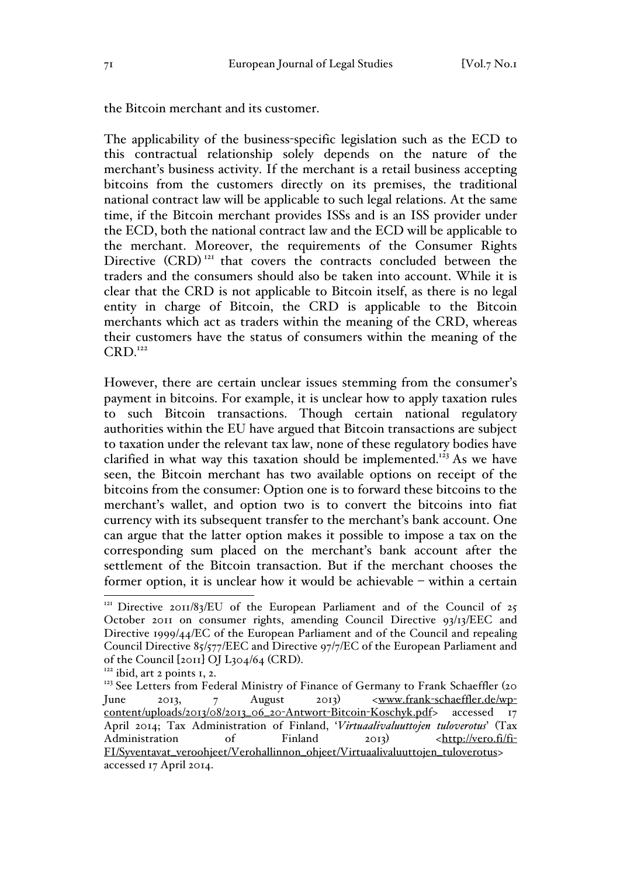the Bitcoin merchant and its customer.

The applicability of the business-specific legislation such as the ECD to this contractual relationship solely depends on the nature of the merchant's business activity. If the merchant is a retail business accepting bitcoins from the customers directly on its premises, the traditional national contract law will be applicable to such legal relations. At the same time, if the Bitcoin merchant provides ISSs and is an ISS provider under the ECD, both the national contract law and the ECD will be applicable to the merchant. Moreover, the requirements of the Consumer Rights Directive (CRD)[121] that covers the contracts concluded between the traders and the consumers should also be taken into account. While it is clear that the CRD is not applicable to Bitcoin itself, as there is no legal entity in charge of Bitcoin, the CRD is applicable to the Bitcoin merchants which act as traders within the meaning of the CRD, whereas their customers have the status of consumers within the meaning of the CRD.[122]

However, there are certain unclear issues stemming from the consumer's payment in bitcoins. For example, it is unclear how to apply taxation rules to such Bitcoin transactions. Though certain national regulatory authorities within the EU have argued that Bitcoin transactions are subject to taxation under the relevant tax law, none of these regulatory bodies have clarified in what way this taxation should be implemented.[123] As we have seen, the Bitcoin merchant has two available options on receipt of the bitcoins from the consumer: Option one is to forward these bitcoins to the merchant's wallet, and option two is to convert the bitcoins into fiat currency with its subsequent transfer to the merchant's bank account. One can argue that the latter option makes it possible to impose a tax on the corresponding sum placed on the merchant's bank account after the settlement of the Bitcoin transaction. But if the merchant chooses the former option, it is unclear how it would be achievable – within a certain

[121] Directive 2011/83/EU of the European Parliament and of the Council of 25 October 2011 on consumer rights, amending Council Directive 93/13/EEC and Directive 1999/44/EC of the European Parliament and of the Council and repealing Council Directive 85/577/EEC and Directive 97/7/EC of the European Parliament and of the Council [2011] OJ L304/64 (CRD).

[122] ibid, art 2 points 1, 2.

[123] See Letters from Federal Ministry of Finance of Germany to Frank Schaeffler (20 June 2013, 7 August 2013) <www.frank-schaeffler.de/wp-content/uploads/2013/08/2013_06_20-Antwort-Bitcoin-Koschyk.pdf> accessed 17 April 2014; Tax Administration of Finland, '*Virtuaalivaluuttojen tuloverotus*' (Tax Administration of Finland 2013) <http://vero.fi/fi-FI/Syventavat_veroohjeet/Verohallinnon_ohjeet/Virtuaalivaluuttojen_tuloverotus> accessed 17 April 2014.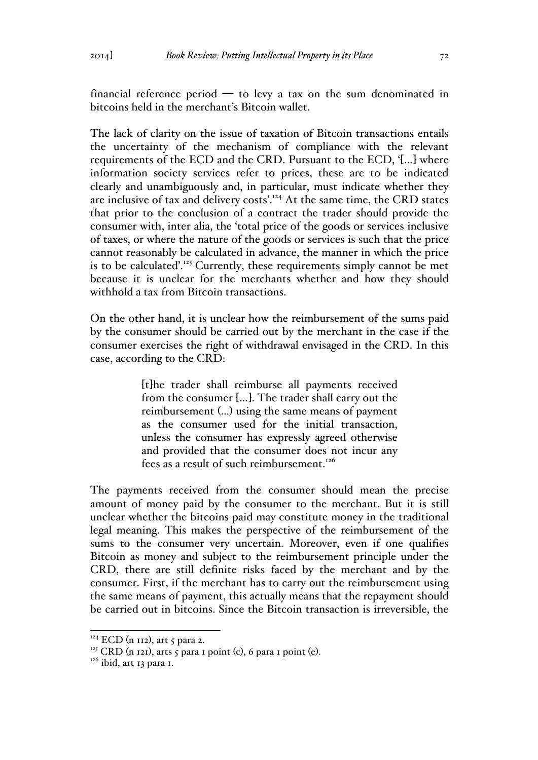financial reference period — to levy a tax on the sum denominated in bitcoins held in the merchant's Bitcoin wallet.

The lack of clarity on the issue of taxation of Bitcoin transactions entails the uncertainty of the mechanism of compliance with the relevant requirements of the ECD and the CRD. Pursuant to the ECD, '[…] where information society services refer to prices, these are to be indicated clearly and unambiguously and, in particular, must indicate whether they are inclusive of tax and delivery costs'.[124] At the same time, the CRD states that prior to the conclusion of a contract the trader should provide the consumer with, inter alia, the 'total price of the goods or services inclusive of taxes, or where the nature of the goods or services is such that the price cannot reasonably be calculated in advance, the manner in which the price is to be calculated'.[125] Currently, these requirements simply cannot be met because it is unclear for the merchants whether and how they should withhold a tax from Bitcoin transactions.

On the other hand, it is unclear how the reimbursement of the sums paid by the consumer should be carried out by the merchant in the case if the consumer exercises the right of withdrawal envisaged in the CRD. In this case, according to the CRD:

> [t]he trader shall reimburse all payments received from the consumer […]. The trader shall carry out the reimbursement (…) using the same means of payment as the consumer used for the initial transaction, unless the consumer has expressly agreed otherwise and provided that the consumer does not incur any fees as a result of such reimbursement.[126]

The payments received from the consumer should mean the precise amount of money paid by the consumer to the merchant. But it is still unclear whether the bitcoins paid may constitute money in the traditional legal meaning. This makes the perspective of the reimbursement of the sums to the consumer very uncertain. Moreover, even if one qualifies Bitcoin as money and subject to the reimbursement principle under the CRD, there are still definite risks faced by the merchant and by the consumer. First, if the merchant has to carry out the reimbursement using the same means of payment, this actually means that the repayment should be carried out in bitcoins. Since the Bitcoin transaction is irreversible, the

[124] ECD (n 112), art 5 para 2.

[125] CRD (n 121), arts 5 para 1 point (c), 6 para 1 point (e).

[126] ibid, art 13 para 1.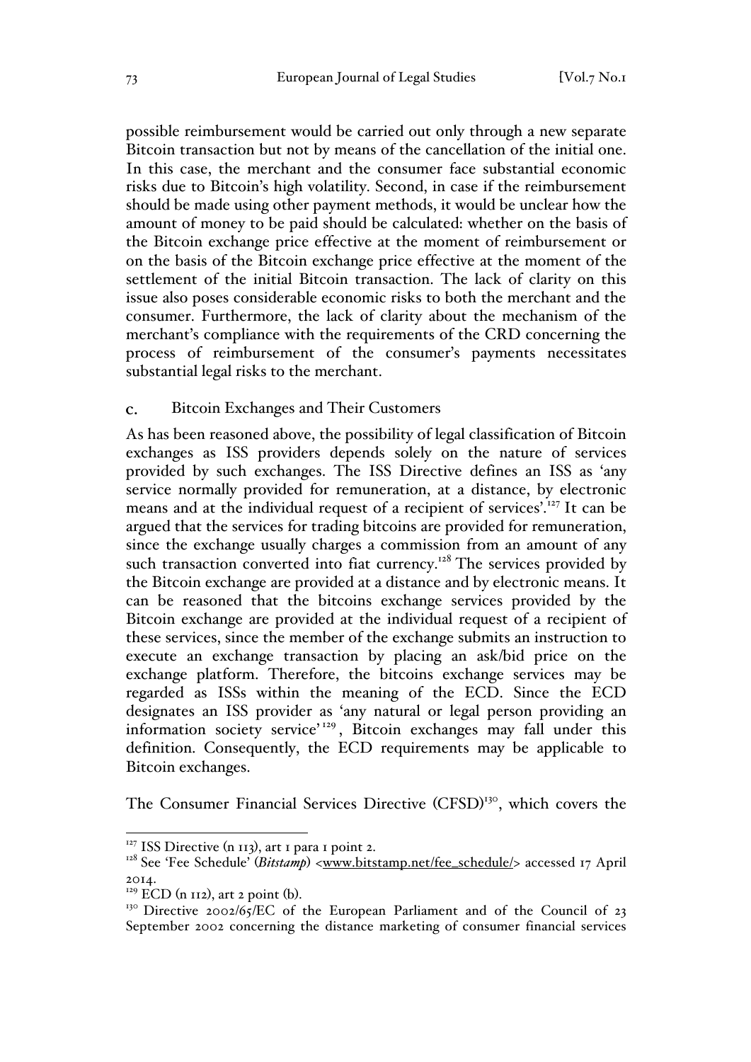possible reimbursement would be carried out only through a new separate Bitcoin transaction but not by means of the cancellation of the initial one. In this case, the merchant and the consumer face substantial economic risks due to Bitcoin's high volatility. Second, in case if the reimbursement should be made using other payment methods, it would be unclear how the amount of money to be paid should be calculated: whether on the basis of the Bitcoin exchange price effective at the moment of reimbursement or on the basis of the Bitcoin exchange price effective at the moment of the settlement of the initial Bitcoin transaction. The lack of clarity on this issue also poses considerable economic risks to both the merchant and the consumer. Furthermore, the lack of clarity about the mechanism of the merchant's compliance with the requirements of the CRD concerning the process of reimbursement of the consumer's payments necessitates substantial legal risks to the merchant.

### c. Bitcoin Exchanges and Their Customers

As has been reasoned above, the possibility of legal classification of Bitcoin exchanges as ISS providers depends solely on the nature of services provided by such exchanges. The ISS Directive defines an ISS as 'any service normally provided for remuneration, at a distance, by electronic means and at the individual request of a recipient of services'.[127] It can be argued that the services for trading bitcoins are provided for remuneration, since the exchange usually charges a commission from an amount of any such transaction converted into fiat currency.[128] The services provided by the Bitcoin exchange are provided at a distance and by electronic means. It can be reasoned that the bitcoins exchange services provided by the Bitcoin exchange are provided at the individual request of a recipient of these services, since the member of the exchange submits an instruction to execute an exchange transaction by placing an ask/bid price on the exchange platform. Therefore, the bitcoins exchange services may be regarded as ISSs within the meaning of the ECD. Since the ECD designates an ISS provider as 'any natural or legal person providing an information society service'[129], Bitcoin exchanges may fall under this definition. Consequently, the ECD requirements may be applicable to Bitcoin exchanges.

The Consumer Financial Services Directive (CFSD)[130], which covers the

---

[127] ISS Directive (n 113), art 1 para 1 point 2.

[128] See 'Fee Schedule' (*Bitstamp*) <www.bitstamp.net/fee_schedule/> accessed 17 April 2014.

[129] ECD (n 112), art 2 point (b).

[130] Directive 2002/65/EC of the European Parliament and of the Council of 23 September 2002 concerning the distance marketing of consumer financial services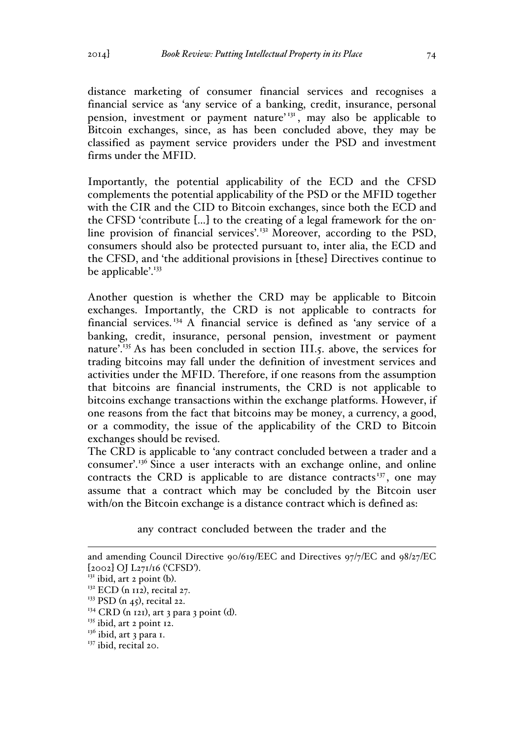distance marketing of consumer financial services and recognises a financial service as 'any service of a banking, credit, insurance, personal pension, investment or payment nature'[131], may also be applicable to Bitcoin exchanges, since, as has been concluded above, they may be classified as payment service providers under the PSD and investment firms under the MFID.

Importantly, the potential applicability of the ECD and the CFSD complements the potential applicability of the PSD or the MFID together with the CIR and the CID to Bitcoin exchanges, since both the ECD and the CFSD 'contribute [...] to the creating of a legal framework for the on-line provision of financial services'.[132] Moreover, according to the PSD, consumers should also be protected pursuant to, inter alia, the ECD and the CFSD, and 'the additional provisions in [these] Directives continue to be applicable'.[133]

Another question is whether the CRD may be applicable to Bitcoin exchanges. Importantly, the CRD is not applicable to contracts for financial services.[134] A financial service is defined as 'any service of a banking, credit, insurance, personal pension, investment or payment nature'.[135] As has been concluded in section III.5. above, the services for trading bitcoins may fall under the definition of investment services and activities under the MFID. Therefore, if one reasons from the assumption that bitcoins are financial instruments, the CRD is not applicable to bitcoins exchange transactions within the exchange platforms. However, if one reasons from the fact that bitcoins may be money, a currency, a good, or a commodity, the issue of the applicability of the CRD to Bitcoin exchanges should be revised.

The CRD is applicable to 'any contract concluded between a trader and a consumer'.[136] Since a user interacts with an exchange online, and online contracts the CRD is applicable to are distance contracts[137], one may assume that a contract which may be concluded by the Bitcoin user with/on the Bitcoin exchange is a distance contract which is defined as:

> any contract concluded between the trader and the

---

and amending Council Directive 90/619/EEC and Directives 97/7/EC and 98/27/EC [2002] OJ L271/16 ('CFSD').

[131] ibid, art 2 point (b).

[132] ECD (n 112), recital 27.

[133] PSD (n 45), recital 22.

[134] CRD (n 121), art 3 para 3 point (d).

[135] ibid, art 2 point 12.

[136] ibid, art 3 para 1.

[137] ibid, recital 20.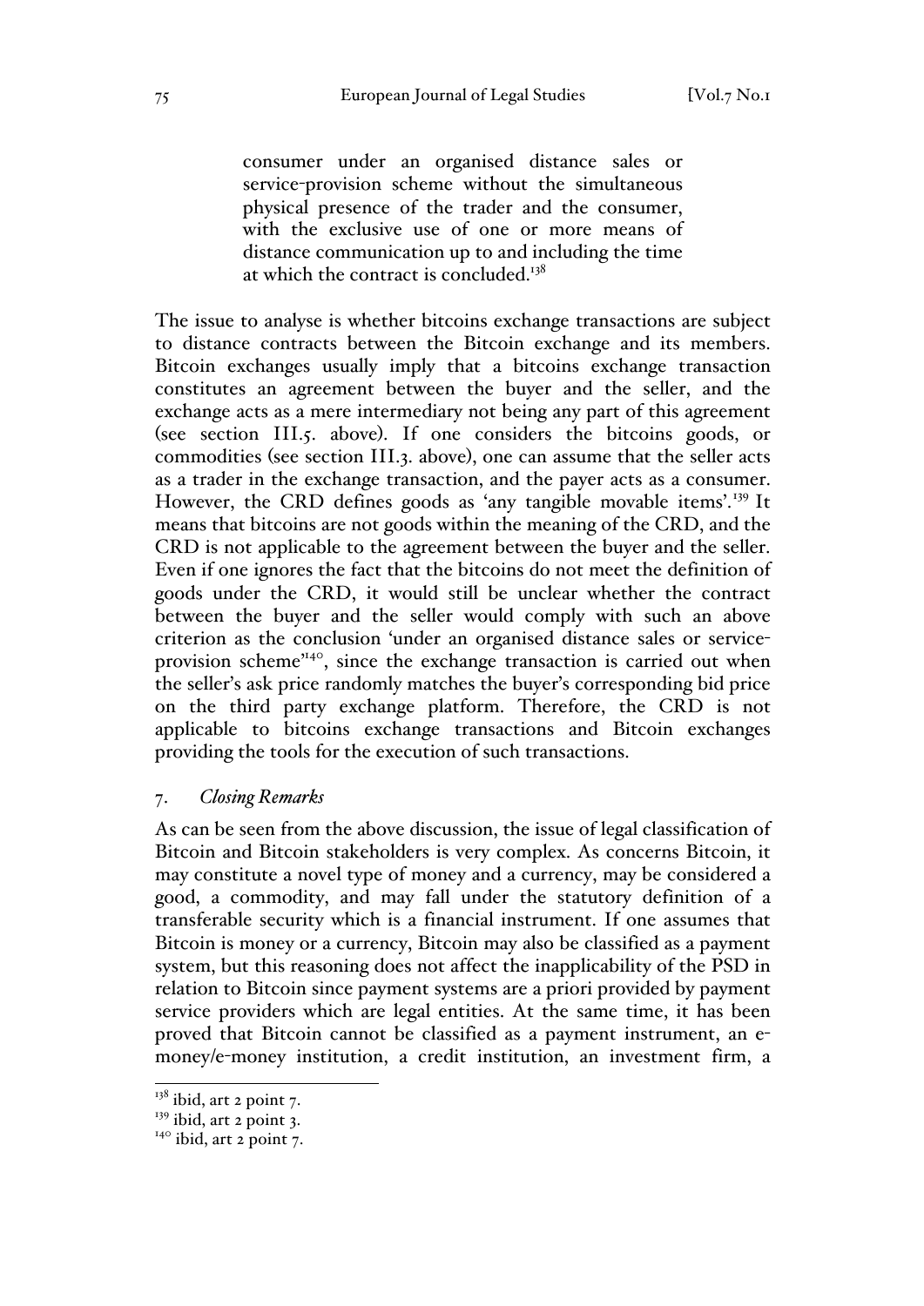> consumer under an organised distance sales or service-provision scheme without the simultaneous physical presence of the trader and the consumer, with the exclusive use of one or more means of distance communication up to and including the time at which the contract is concluded.[138]

The issue to analyse is whether bitcoins exchange transactions are subject to distance contracts between the Bitcoin exchange and its members. Bitcoin exchanges usually imply that a bitcoins exchange transaction constitutes an agreement between the buyer and the seller, and the exchange acts as a mere intermediary not being any part of this agreement (see section III.5. above). If one considers the bitcoins goods, or commodities (see section III.3. above), one can assume that the seller acts as a trader in the exchange transaction, and the payer acts as a consumer. However, the CRD defines goods as 'any tangible movable items'.[139] It means that bitcoins are not goods within the meaning of the CRD, and the CRD is not applicable to the agreement between the buyer and the seller. Even if one ignores the fact that the bitcoins do not meet the definition of goods under the CRD, it would still be unclear whether the contract between the buyer and the seller would comply with such an above criterion as the conclusion 'under an organised distance sales or service-provision scheme"[140], since the exchange transaction is carried out when the seller's ask price randomly matches the buyer's corresponding bid price on the third party exchange platform. Therefore, the CRD is not applicable to bitcoins exchange transactions and Bitcoin exchanges providing the tools for the execution of such transactions.

### 7. *Closing Remarks*

As can be seen from the above discussion, the issue of legal classification of Bitcoin and Bitcoin stakeholders is very complex. As concerns Bitcoin, it may constitute a novel type of money and a currency, may be considered a good, a commodity, and may fall under the statutory definition of a transferable security which is a financial instrument. If one assumes that Bitcoin is money or a currency, Bitcoin may also be classified as a payment system, but this reasoning does not affect the inapplicability of the PSD in relation to Bitcoin since payment systems are a priori provided by payment service providers which are legal entities. At the same time, it has been proved that Bitcoin cannot be classified as a payment instrument, an e-money/e-money institution, a credit institution, an investment firm, a

---

[138] ibid, art 2 point 7.

[139] ibid, art 2 point 3.

[140] ibid, art 2 point 7.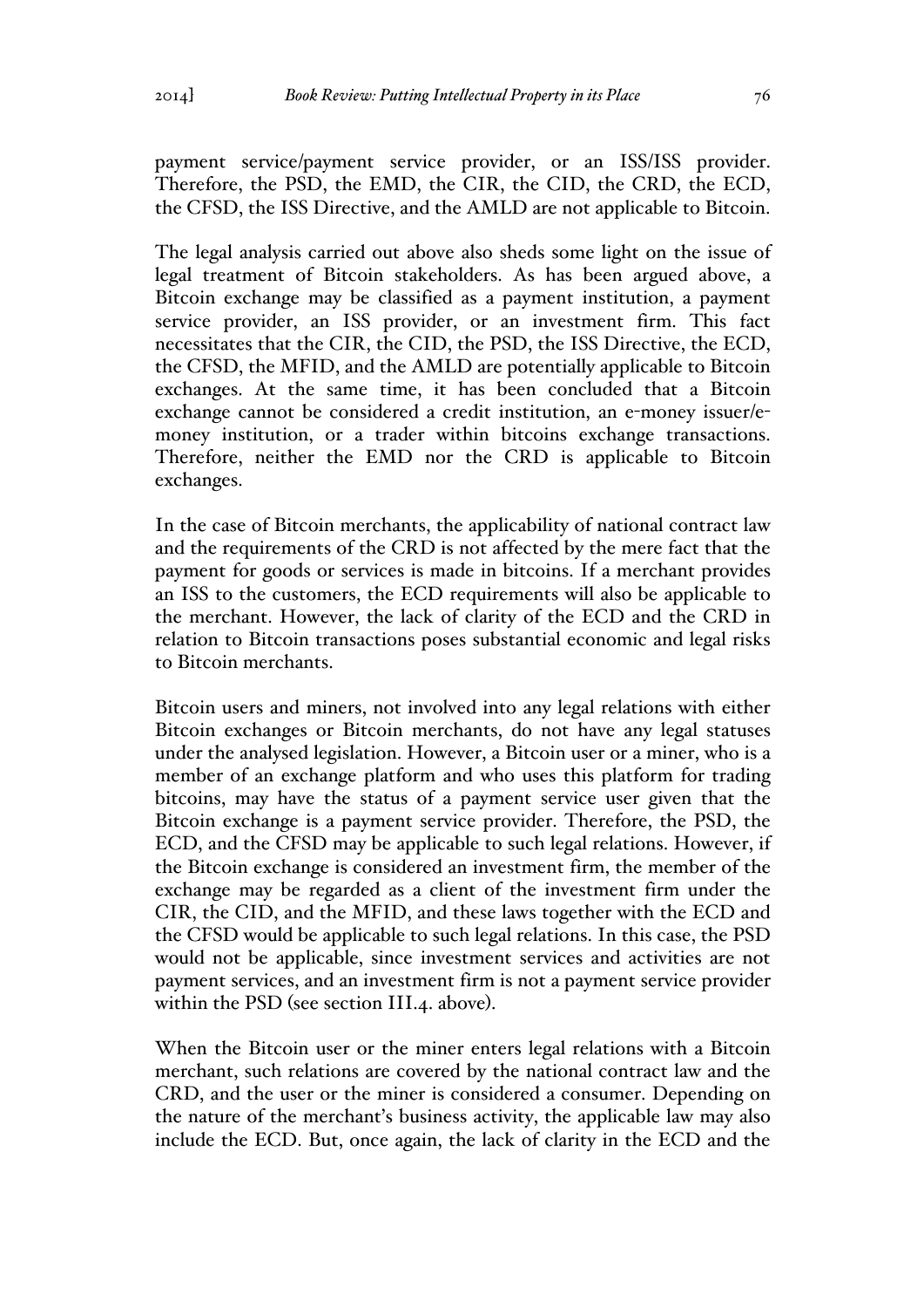payment service/payment service provider, or an ISS/ISS provider. Therefore, the PSD, the EMD, the CIR, the CID, the CRD, the ECD, the CFSD, the ISS Directive, and the AMLD are not applicable to Bitcoin.

The legal analysis carried out above also sheds some light on the issue of legal treatment of Bitcoin stakeholders. As has been argued above, a Bitcoin exchange may be classified as a payment institution, a payment service provider, an ISS provider, or an investment firm. This fact necessitates that the CIR, the CID, the PSD, the ISS Directive, the ECD, the CFSD, the MFID, and the AMLD are potentially applicable to Bitcoin exchanges. At the same time, it has been concluded that a Bitcoin exchange cannot be considered a credit institution, an e-money issuer/e-money institution, or a trader within bitcoins exchange transactions. Therefore, neither the EMD nor the CRD is applicable to Bitcoin exchanges.

In the case of Bitcoin merchants, the applicability of national contract law and the requirements of the CRD is not affected by the mere fact that the payment for goods or services is made in bitcoins. If a merchant provides an ISS to the customers, the ECD requirements will also be applicable to the merchant. However, the lack of clarity of the ECD and the CRD in relation to Bitcoin transactions poses substantial economic and legal risks to Bitcoin merchants.

Bitcoin users and miners, not involved into any legal relations with either Bitcoin exchanges or Bitcoin merchants, do not have any legal statuses under the analysed legislation. However, a Bitcoin user or a miner, who is a member of an exchange platform and who uses this platform for trading bitcoins, may have the status of a payment service user given that the Bitcoin exchange is a payment service provider. Therefore, the PSD, the ECD, and the CFSD may be applicable to such legal relations. However, if the Bitcoin exchange is considered an investment firm, the member of the exchange may be regarded as a client of the investment firm under the CIR, the CID, and the MFID, and these laws together with the ECD and the CFSD would be applicable to such legal relations. In this case, the PSD would not be applicable, since investment services and activities are not payment services, and an investment firm is not a payment service provider within the PSD (see section III.4. above).

When the Bitcoin user or the miner enters legal relations with a Bitcoin merchant, such relations are covered by the national contract law and the CRD, and the user or the miner is considered a consumer. Depending on the nature of the merchant's business activity, the applicable law may also include the ECD. But, once again, the lack of clarity in the ECD and the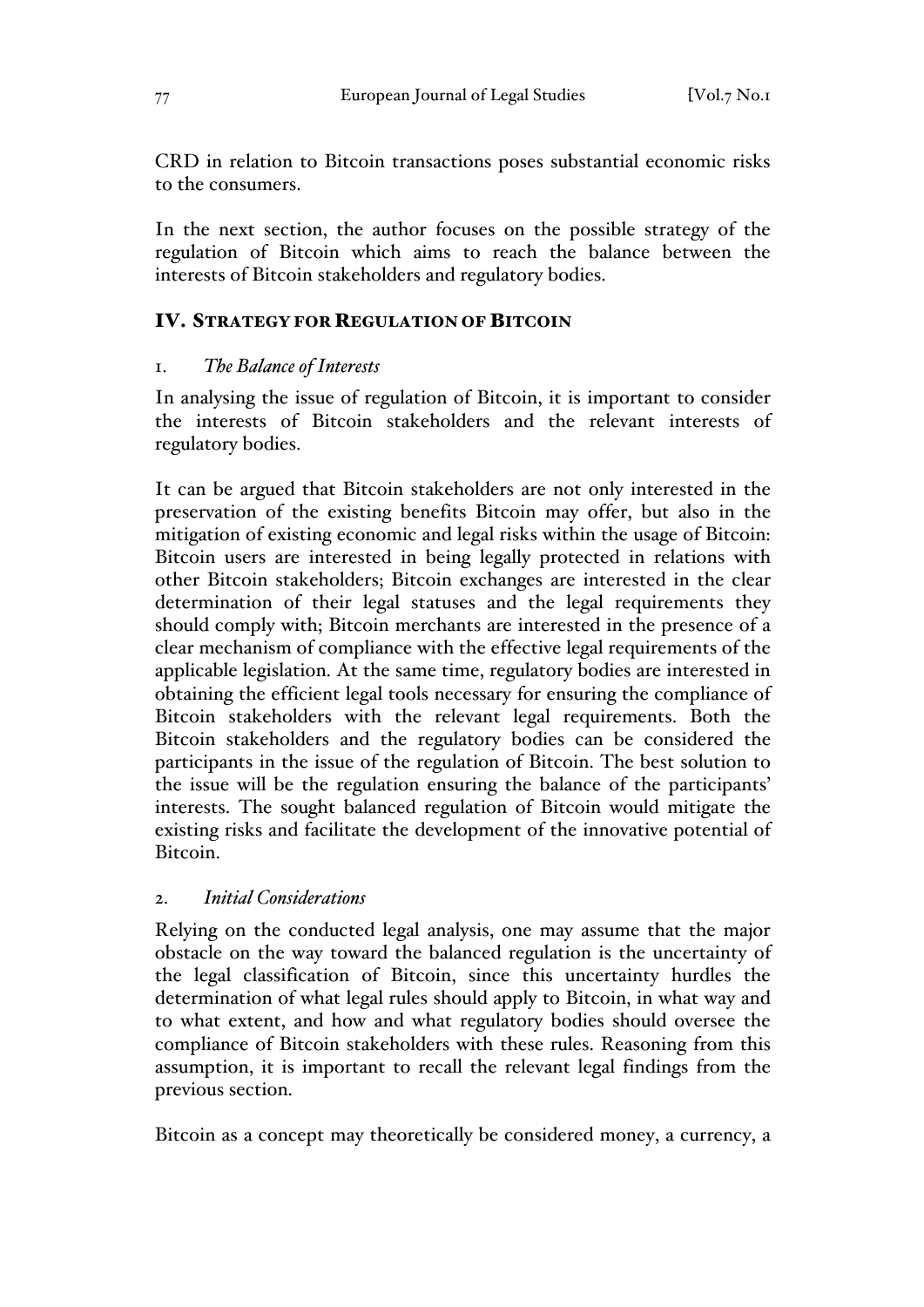CRD in relation to Bitcoin transactions poses substantial economic risks to the consumers.

In the next section, the author focuses on the possible strategy of the regulation of Bitcoin which aims to reach the balance between the interests of Bitcoin stakeholders and regulatory bodies.

## IV. STRATEGY FOR REGULATION OF BITCOIN

### 1. *The Balance of Interests*

In analysing the issue of regulation of Bitcoin, it is important to consider the interests of Bitcoin stakeholders and the relevant interests of regulatory bodies.

It can be argued that Bitcoin stakeholders are not only interested in the preservation of the existing benefits Bitcoin may offer, but also in the mitigation of existing economic and legal risks within the usage of Bitcoin: Bitcoin users are interested in being legally protected in relations with other Bitcoin stakeholders; Bitcoin exchanges are interested in the clear determination of their legal statuses and the legal requirements they should comply with; Bitcoin merchants are interested in the presence of a clear mechanism of compliance with the effective legal requirements of the applicable legislation. At the same time, regulatory bodies are interested in obtaining the efficient legal tools necessary for ensuring the compliance of Bitcoin stakeholders with the relevant legal requirements. Both the Bitcoin stakeholders and the regulatory bodies can be considered the participants in the issue of the regulation of Bitcoin. The best solution to the issue will be the regulation ensuring the balance of the participants' interests. The sought balanced regulation of Bitcoin would mitigate the existing risks and facilitate the development of the innovative potential of Bitcoin.

### 2. *Initial Considerations*

Relying on the conducted legal analysis, one may assume that the major obstacle on the way toward the balanced regulation is the uncertainty of the legal classification of Bitcoin, since this uncertainty hurdles the determination of what legal rules should apply to Bitcoin, in what way and to what extent, and how and what regulatory bodies should oversee the compliance of Bitcoin stakeholders with these rules. Reasoning from this assumption, it is important to recall the relevant legal findings from the previous section.

Bitcoin as a concept may theoretically be considered money, a currency, a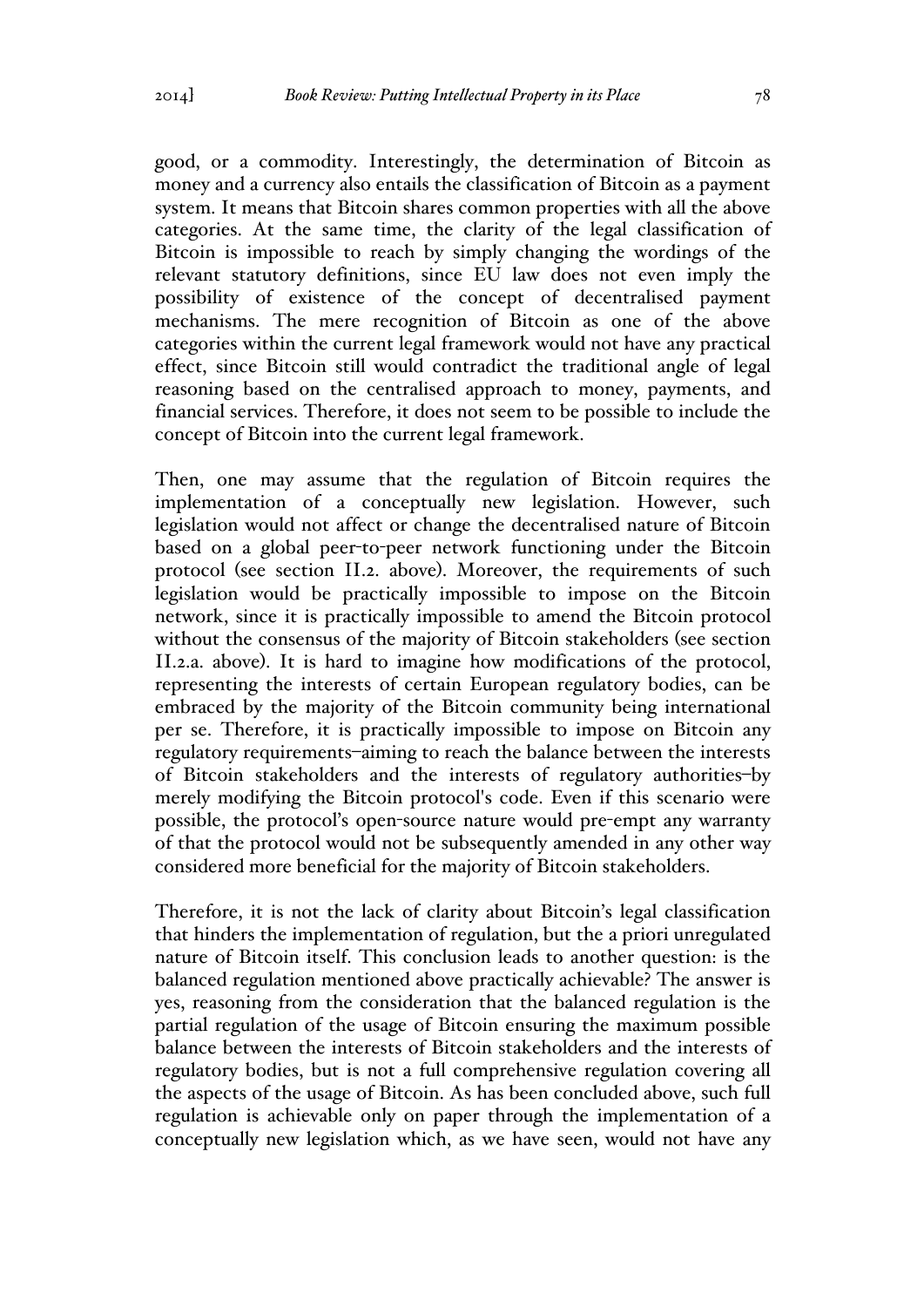good, or a commodity. Interestingly, the determination of Bitcoin as money and a currency also entails the classification of Bitcoin as a payment system. It means that Bitcoin shares common properties with all the above categories. At the same time, the clarity of the legal classification of Bitcoin is impossible to reach by simply changing the wordings of the relevant statutory definitions, since EU law does not even imply the possibility of existence of the concept of decentralised payment mechanisms. The mere recognition of Bitcoin as one of the above categories within the current legal framework would not have any practical effect, since Bitcoin still would contradict the traditional angle of legal reasoning based on the centralised approach to money, payments, and financial services. Therefore, it does not seem to be possible to include the concept of Bitcoin into the current legal framework.

Then, one may assume that the regulation of Bitcoin requires the implementation of a conceptually new legislation. However, such legislation would not affect or change the decentralised nature of Bitcoin based on a global peer-to-peer network functioning under the Bitcoin protocol (see section II.2. above). Moreover, the requirements of such legislation would be practically impossible to impose on the Bitcoin network, since it is practically impossible to amend the Bitcoin protocol without the consensus of the majority of Bitcoin stakeholders (see section II.2.a. above). It is hard to imagine how modifications of the protocol, representing the interests of certain European regulatory bodies, can be embraced by the majority of the Bitcoin community being international per se. Therefore, it is practically impossible to impose on Bitcoin any regulatory requirements—aiming to reach the balance between the interests of Bitcoin stakeholders and the interests of regulatory authorities—by merely modifying the Bitcoin protocol's code. Even if this scenario were possible, the protocol's open-source nature would pre-empt any warranty of that the protocol would not be subsequently amended in any other way considered more beneficial for the majority of Bitcoin stakeholders.

Therefore, it is not the lack of clarity about Bitcoin's legal classification that hinders the implementation of regulation, but the a priori unregulated nature of Bitcoin itself. This conclusion leads to another question: is the balanced regulation mentioned above practically achievable? The answer is yes, reasoning from the consideration that the balanced regulation is the partial regulation of the usage of Bitcoin ensuring the maximum possible balance between the interests of Bitcoin stakeholders and the interests of regulatory bodies, but is not a full comprehensive regulation covering all the aspects of the usage of Bitcoin. As has been concluded above, such full regulation is achievable only on paper through the implementation of a conceptually new legislation which, as we have seen, would not have any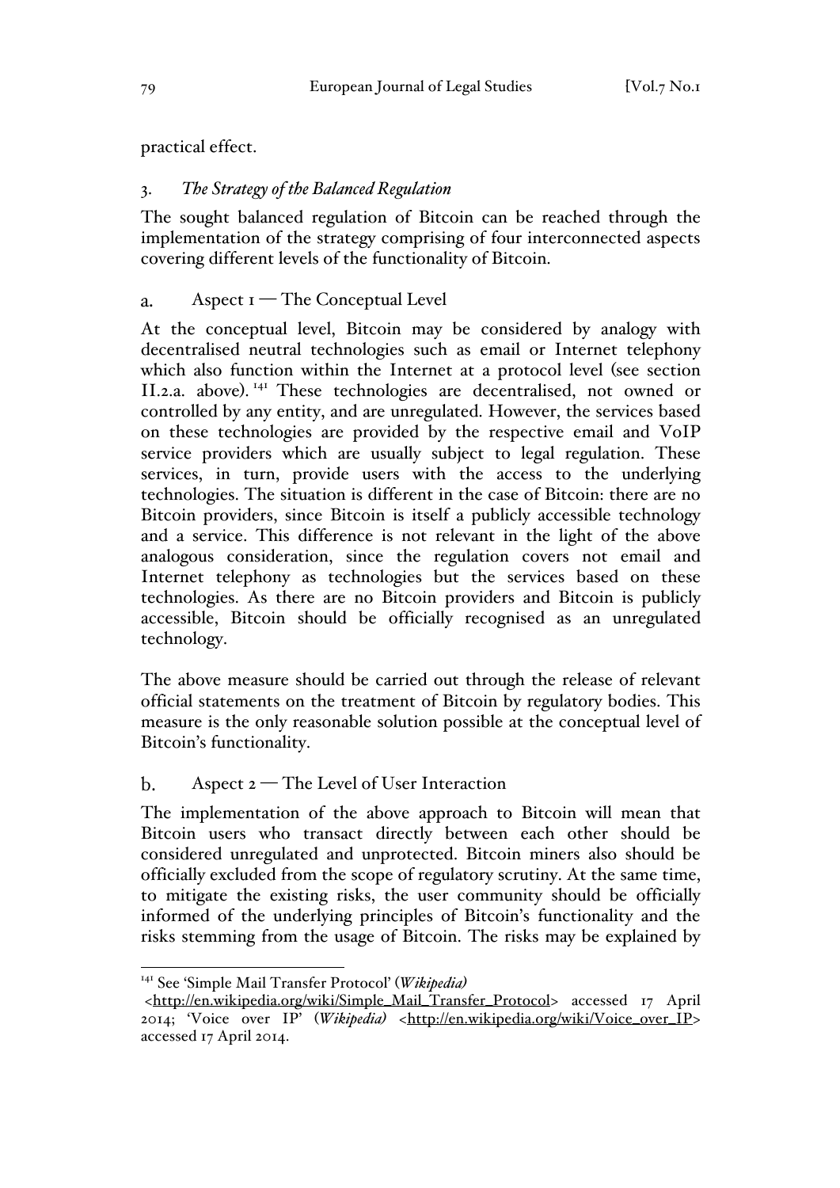practical effect.

### 3. *The Strategy of the Balanced Regulation*

The sought balanced regulation of Bitcoin can be reached through the implementation of the strategy comprising of four interconnected aspects covering different levels of the functionality of Bitcoin.

#### a. Aspect 1 — The Conceptual Level

At the conceptual level, Bitcoin may be considered by analogy with decentralised neutral technologies such as email or Internet telephony which also function within the Internet at a protocol level (see section II.2.a. above).[141] These technologies are decentralised, not owned or controlled by any entity, and are unregulated. However, the services based on these technologies are provided by the respective email and VoIP service providers which are usually subject to legal regulation. These services, in turn, provide users with the access to the underlying technologies. The situation is different in the case of Bitcoin: there are no Bitcoin providers, since Bitcoin is itself a publicly accessible technology and a service. This difference is not relevant in the light of the above analogous consideration, since the regulation covers not email and Internet telephony as technologies but the services based on these technologies. As there are no Bitcoin providers and Bitcoin is publicly accessible, Bitcoin should be officially recognised as an unregulated technology.

The above measure should be carried out through the release of relevant official statements on the treatment of Bitcoin by regulatory bodies. This measure is the only reasonable solution possible at the conceptual level of Bitcoin's functionality.

#### b. Aspect 2 — The Level of User Interaction

The implementation of the above approach to Bitcoin will mean that Bitcoin users who transact directly between each other should be considered unregulated and unprotected. Bitcoin miners also should be officially excluded from the scope of regulatory scrutiny. At the same time, to mitigate the existing risks, the user community should be officially informed of the underlying principles of Bitcoin's functionality and the risks stemming from the usage of Bitcoin. The risks may be explained by

---

[141] See 'Simple Mail Transfer Protocol' (*Wikipedia*) <http://en.wikipedia.org/wiki/Simple_Mail_Transfer_Protocol> accessed 17 April 2014; 'Voice over IP' (*Wikipedia*) <http://en.wikipedia.org/wiki/Voice_over_IP> accessed 17 April 2014.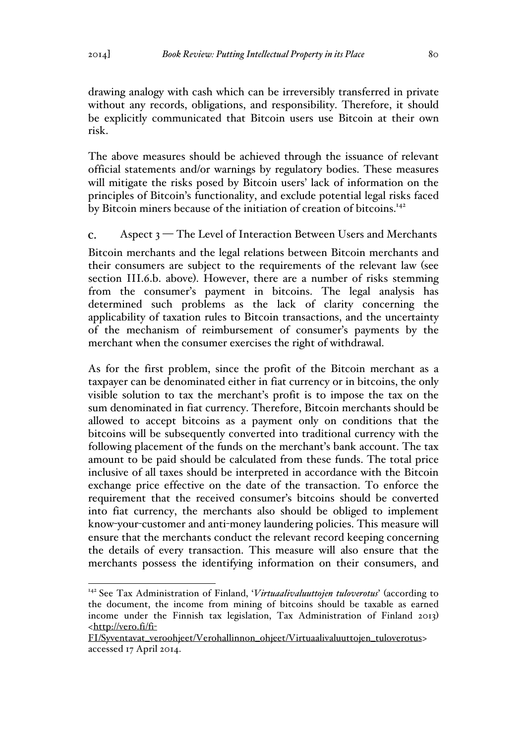drawing analogy with cash which can be irreversibly transferred in private without any records, obligations, and responsibility. Therefore, it should be explicitly communicated that Bitcoin users use Bitcoin at their own risk.

The above measures should be achieved through the issuance of relevant official statements and/or warnings by regulatory bodies. These measures will mitigate the risks posed by Bitcoin users' lack of information on the principles of Bitcoin's functionality, and exclude potential legal risks faced by Bitcoin miners because of the initiation of creation of bitcoins.[142]

### c. Aspect 3 — The Level of Interaction Between Users and Merchants

Bitcoin merchants and the legal relations between Bitcoin merchants and their consumers are subject to the requirements of the relevant law (see section III.6.b. above). However, there are a number of risks stemming from the consumer's payment in bitcoins. The legal analysis has determined such problems as the lack of clarity concerning the applicability of taxation rules to Bitcoin transactions, and the uncertainty of the mechanism of reimbursement of consumer's payments by the merchant when the consumer exercises the right of withdrawal.

As for the first problem, since the profit of the Bitcoin merchant as a taxpayer can be denominated either in fiat currency or in bitcoins, the only visible solution to tax the merchant's profit is to impose the tax on the sum denominated in fiat currency. Therefore, Bitcoin merchants should be allowed to accept bitcoins as a payment only on conditions that the bitcoins will be subsequently converted into traditional currency with the following placement of the funds on the merchant's bank account. The tax amount to be paid should be calculated from these funds. The total price inclusive of all taxes should be interpreted in accordance with the Bitcoin exchange price effective on the date of the transaction. To enforce the requirement that the received consumer's bitcoins should be converted into fiat currency, the merchants also should be obliged to implement know-your-customer and anti-money laundering policies. This measure will ensure that the merchants conduct the relevant record keeping concerning the details of every transaction. This measure will also ensure that the merchants possess the identifying information on their consumers, and

---

[142] See Tax Administration of Finland, '*Virtuaalivaluuttojen tuloverotus*' (according to the document, the income from mining of bitcoins should be taxable as earned income under the Finnish tax legislation, Tax Administration of Finland 2013) <http://vero.fi/fi-FI/Syventavat_veroohjeet/Verohallinnon_ohjeet/Virtuaalivaluuttojen_tuloverotus> accessed 17 April 2014.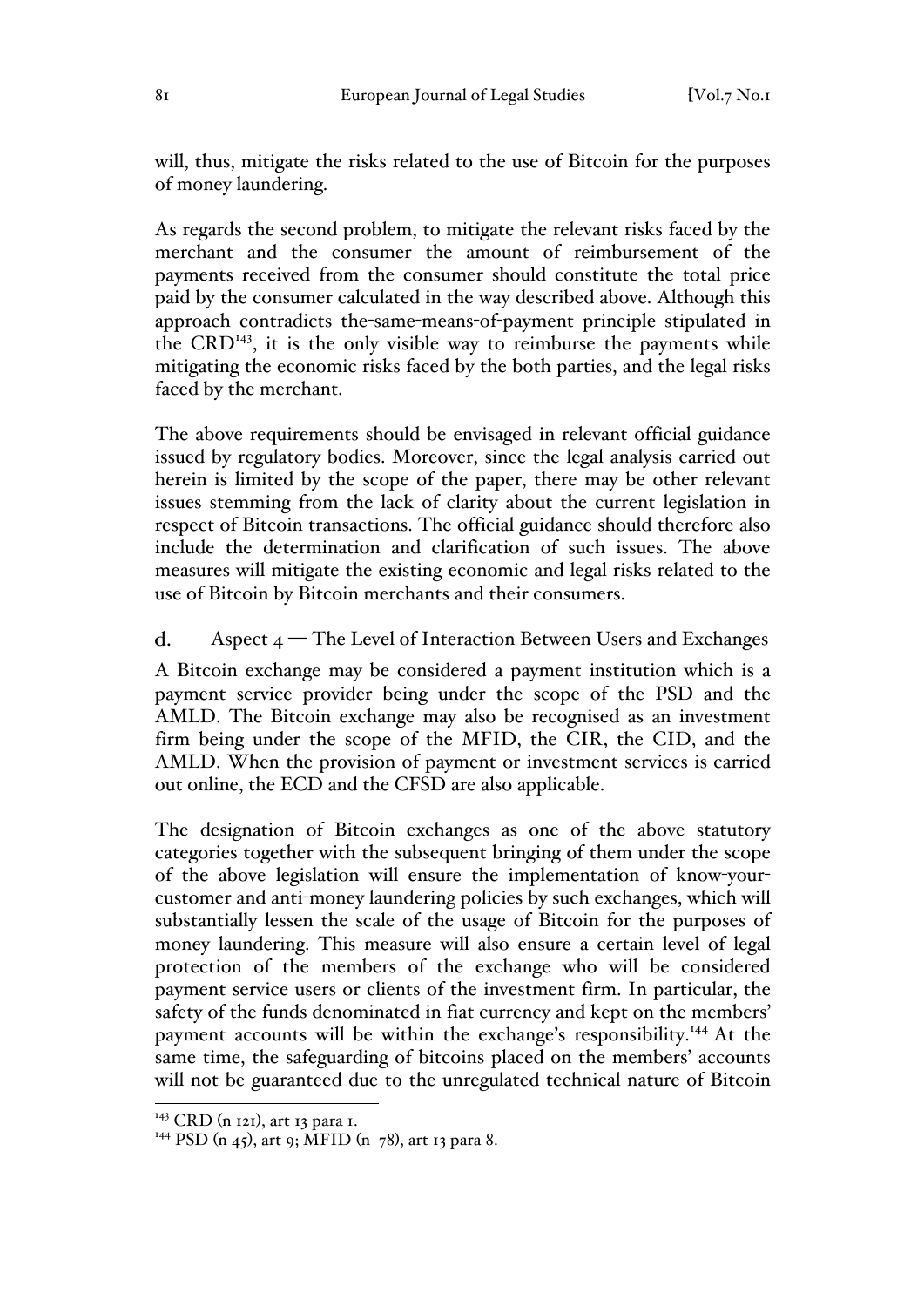will, thus, mitigate the risks related to the use of Bitcoin for the purposes of money laundering.

As regards the second problem, to mitigate the relevant risks faced by the merchant and the consumer the amount of reimbursement of the payments received from the consumer should constitute the total price paid by the consumer calculated in the way described above. Although this approach contradicts the-same-means-of-payment principle stipulated in the CRD[143], it is the only visible way to reimburse the payments while mitigating the economic risks faced by the both parties, and the legal risks faced by the merchant.

The above requirements should be envisaged in relevant official guidance issued by regulatory bodies. Moreover, since the legal analysis carried out herein is limited by the scope of the paper, there may be other relevant issues stemming from the lack of clarity about the current legislation in respect of Bitcoin transactions. The official guidance should therefore also include the determination and clarification of such issues. The above measures will mitigate the existing economic and legal risks related to the use of Bitcoin by Bitcoin merchants and their consumers.

### d. Aspect 4 — The Level of Interaction Between Users and Exchanges

A Bitcoin exchange may be considered a payment institution which is a payment service provider being under the scope of the PSD and the AMLD. The Bitcoin exchange may also be recognised as an investment firm being under the scope of the MFID, the CIR, the CID, and the AMLD. When the provision of payment or investment services is carried out online, the ECD and the CFSD are also applicable.

The designation of Bitcoin exchanges as one of the above statutory categories together with the subsequent bringing of them under the scope of the above legislation will ensure the implementation of know-your-customer and anti-money laundering policies by such exchanges, which will substantially lessen the scale of the usage of Bitcoin for the purposes of money laundering. This measure will also ensure a certain level of legal protection of the members of the exchange who will be considered payment service users or clients of the investment firm. In particular, the safety of the funds denominated in fiat currency and kept on the members' payment accounts will be within the exchange's responsibility.[144] At the same time, the safeguarding of bitcoins placed on the members' accounts will not be guaranteed due to the unregulated technical nature of Bitcoin

---

[143] CRD (n 121), art 13 para 1.

[144] PSD (n 45), art 9; MFID (n 78), art 13 para 8.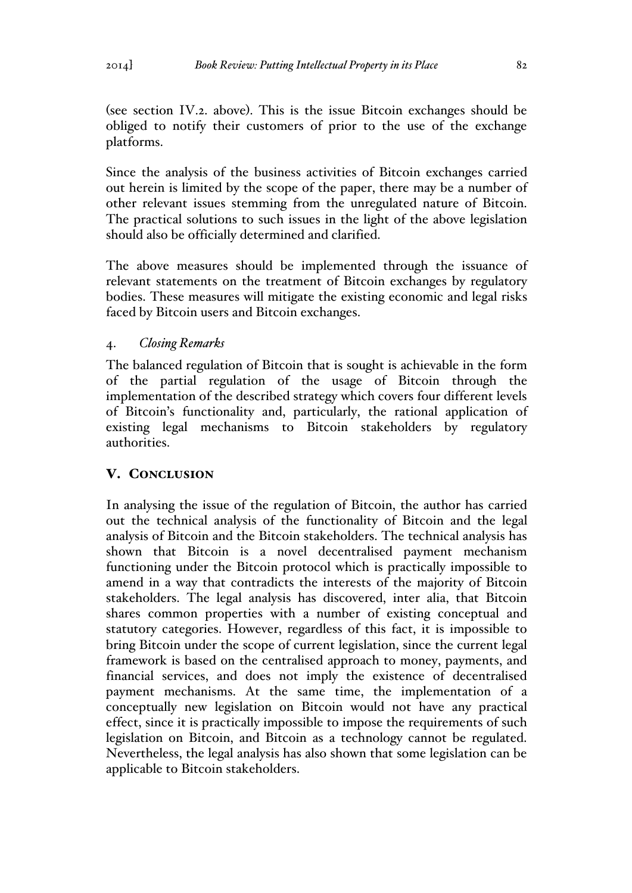(see section IV.2. above). This is the issue Bitcoin exchanges should be obliged to notify their customers of prior to the use of the exchange platforms.

Since the analysis of the business activities of Bitcoin exchanges carried out herein is limited by the scope of the paper, there may be a number of other relevant issues stemming from the unregulated nature of Bitcoin. The practical solutions to such issues in the light of the above legislation should also be officially determined and clarified.

The above measures should be implemented through the issuance of relevant statements on the treatment of Bitcoin exchanges by regulatory bodies. These measures will mitigate the existing economic and legal risks faced by Bitcoin users and Bitcoin exchanges.

### 4. *Closing Remarks*

The balanced regulation of Bitcoin that is sought is achievable in the form of the partial regulation of the usage of Bitcoin through the implementation of the described strategy which covers four different levels of Bitcoin's functionality and, particularly, the rational application of existing legal mechanisms to Bitcoin stakeholders by regulatory authorities.

## V. Conclusion

In analysing the issue of the regulation of Bitcoin, the author has carried out the technical analysis of the functionality of Bitcoin and the legal analysis of Bitcoin and the Bitcoin stakeholders. The technical analysis has shown that Bitcoin is a novel decentralised payment mechanism functioning under the Bitcoin protocol which is practically impossible to amend in a way that contradicts the interests of the majority of Bitcoin stakeholders. The legal analysis has discovered, inter alia, that Bitcoin shares common properties with a number of existing conceptual and statutory categories. However, regardless of this fact, it is impossible to bring Bitcoin under the scope of current legislation, since the current legal framework is based on the centralised approach to money, payments, and financial services, and does not imply the existence of decentralised payment mechanisms. At the same time, the implementation of a conceptually new legislation on Bitcoin would not have any practical effect, since it is practically impossible to impose the requirements of such legislation on Bitcoin, and Bitcoin as a technology cannot be regulated. Nevertheless, the legal analysis has also shown that some legislation can be applicable to Bitcoin stakeholders.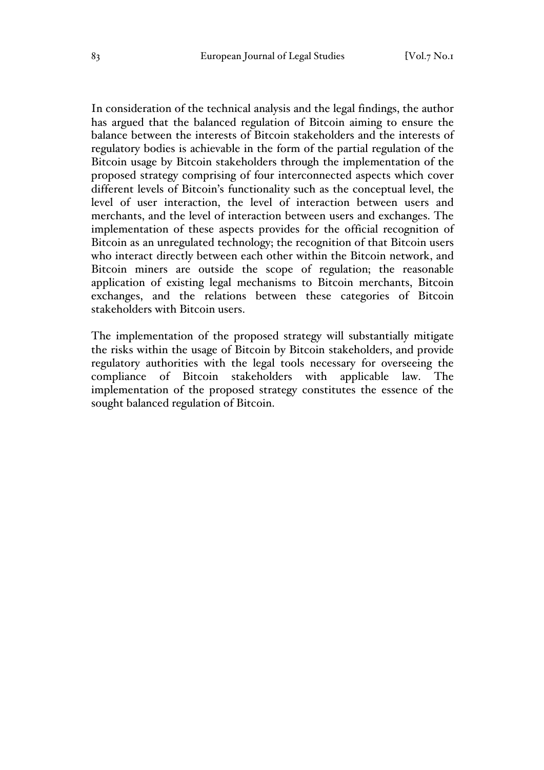In consideration of the technical analysis and the legal findings, the author has argued that the balanced regulation of Bitcoin aiming to ensure the balance between the interests of Bitcoin stakeholders and the interests of regulatory bodies is achievable in the form of the partial regulation of the Bitcoin usage by Bitcoin stakeholders through the implementation of the proposed strategy comprising of four interconnected aspects which cover different levels of Bitcoin's functionality such as the conceptual level, the level of user interaction, the level of interaction between users and merchants, and the level of interaction between users and exchanges. The implementation of these aspects provides for the official recognition of Bitcoin as an unregulated technology; the recognition of that Bitcoin users who interact directly between each other within the Bitcoin network, and Bitcoin miners are outside the scope of regulation; the reasonable application of existing legal mechanisms to Bitcoin merchants, Bitcoin exchanges, and the relations between these categories of Bitcoin stakeholders with Bitcoin users.

The implementation of the proposed strategy will substantially mitigate the risks within the usage of Bitcoin by Bitcoin stakeholders, and provide regulatory authorities with the legal tools necessary for overseeing the compliance of Bitcoin stakeholders with applicable law. The implementation of the proposed strategy constitutes the essence of the sought balanced regulation of Bitcoin.